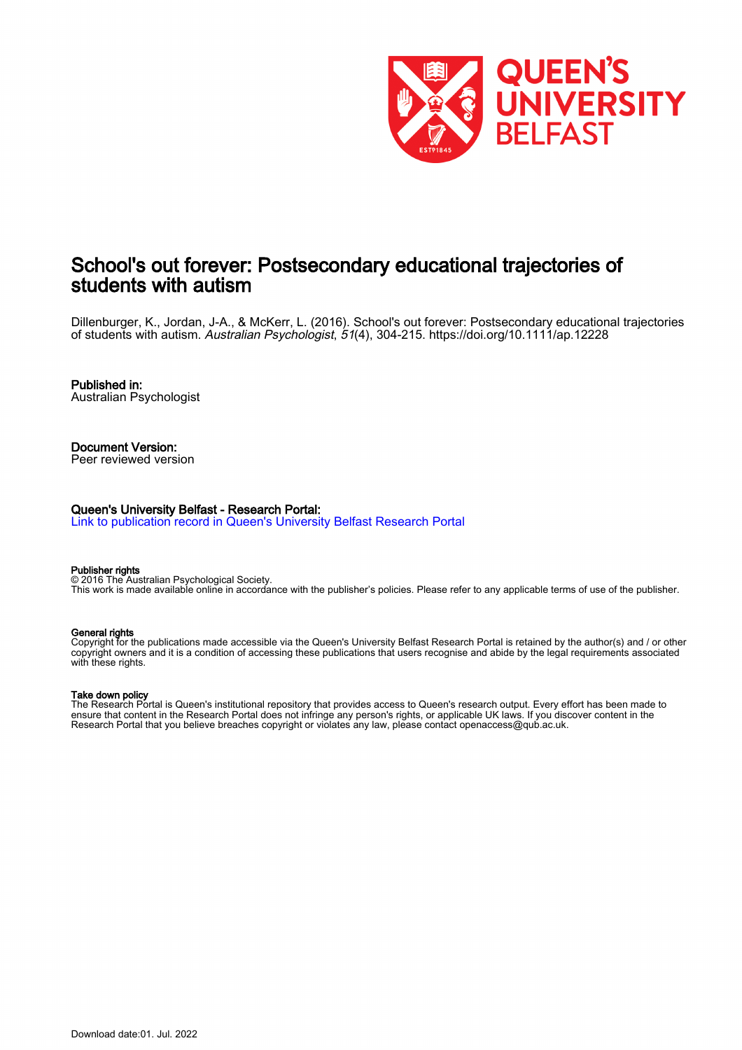# School's out forever: Postsecondary educational trajectories of students with autism

Dillenburger, K., Jordan, J-A., & McKerr, L. (2016). School's out forever: Postsecondary educational trajectories of students with autism. *Australian Psychologist*, *51*(4), 304-215. https://doi.org/10.1111/ap.12228

**Published in:**
Australian Psychologist

**Document Version:**
Peer reviewed version

**Queen's University Belfast - Research Portal:**
Link to publication record in Queen's University Belfast Research Portal

**Publisher rights**
© 2016 The Australian Psychological Society.
This work is made available online in accordance with the publisher's policies. Please refer to any applicable terms of use of the publisher.

**General rights**
Copyright for the publications made accessible via the Queen's University Belfast Research Portal is retained by the author(s) and / or other copyright owners and it is a condition of accessing these publications that users recognise and abide by the legal requirements associated with these rights.

**Take down policy**
The Research Portal is Queen's institutional repository that provides access to Queen's research output. Every effort has been made to ensure that content in the Research Portal does not infringe any person's rights, or applicable UK laws. If you discover content in the Research Portal that you believe breaches copyright or violates any law, please contact openaccess@qub.ac.uk.

Download date:01. Jul. 2022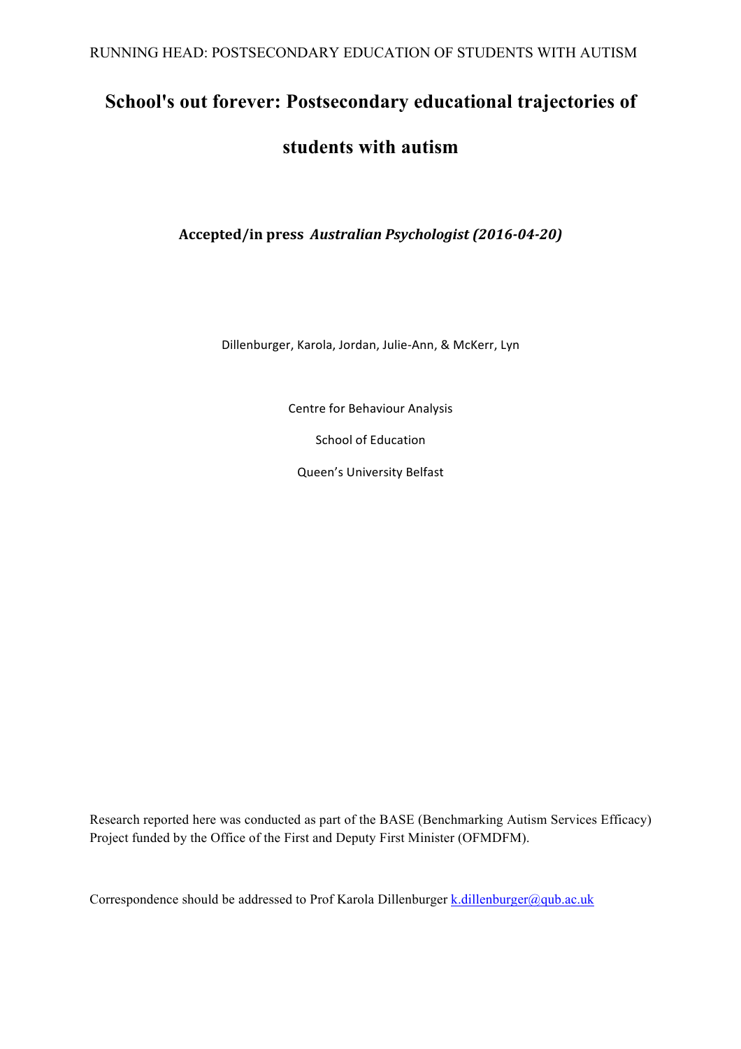# School's out forever: Postsecondary educational trajectories of students with autism

**Accepted/in press *Australian Psychologist (2016-04-20)***

Dillenburger, Karola, Jordan, Julie-Ann, & McKerr, Lyn

Centre for Behaviour Analysis

School of Education

Queen's University Belfast

Research reported here was conducted as part of the BASE (Benchmarking Autism Services Efficacy) Project funded by the Office of the First and Deputy First Minister (OFMDFM).

Correspondence should be addressed to Prof Karola Dillenburger k.dillenburger@qub.ac.uk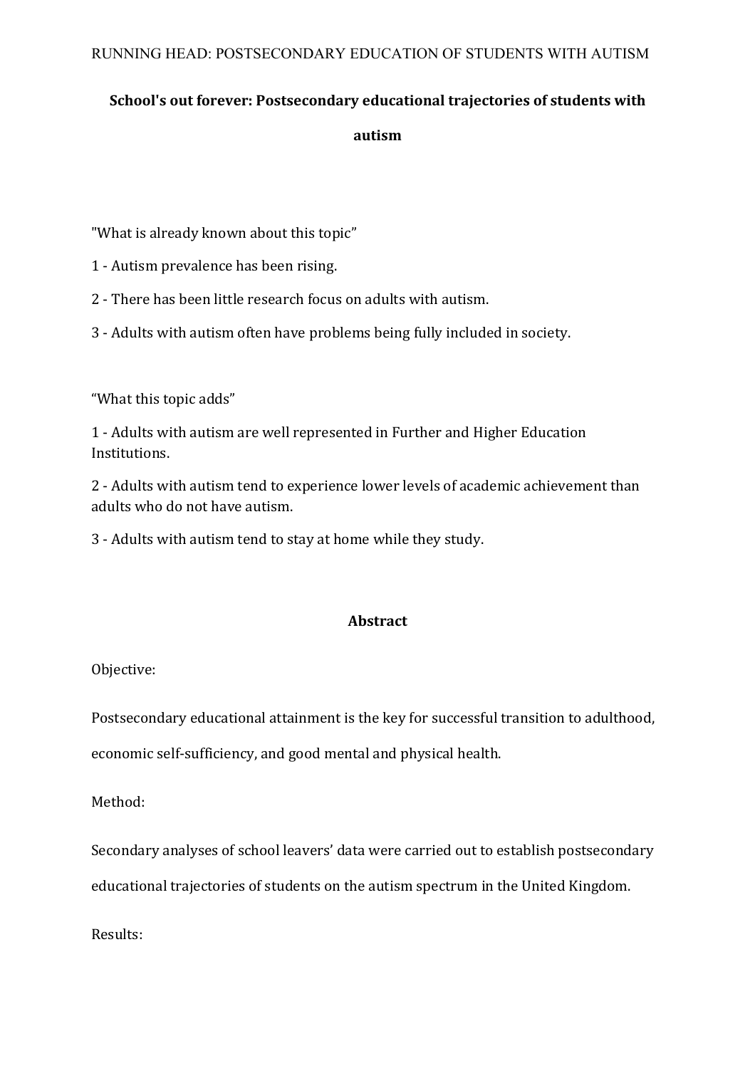# School's out forever: Postsecondary educational trajectories of students with autism

"What is already known about this topic"

1 - Autism prevalence has been rising.

2 - There has been little research focus on adults with autism.

3 - Adults with autism often have problems being fully included in society.

"What this topic adds"

1 - Adults with autism are well represented in Further and Higher Education Institutions.

2 - Adults with autism tend to experience lower levels of academic achievement than adults who do not have autism.

3 - Adults with autism tend to stay at home while they study.

## Abstract

Objective:

Postsecondary educational attainment is the key for successful transition to adulthood, economic self-sufficiency, and good mental and physical health.

Method:

Secondary analyses of school leavers' data were carried out to establish postsecondary educational trajectories of students on the autism spectrum in the United Kingdom.

Results: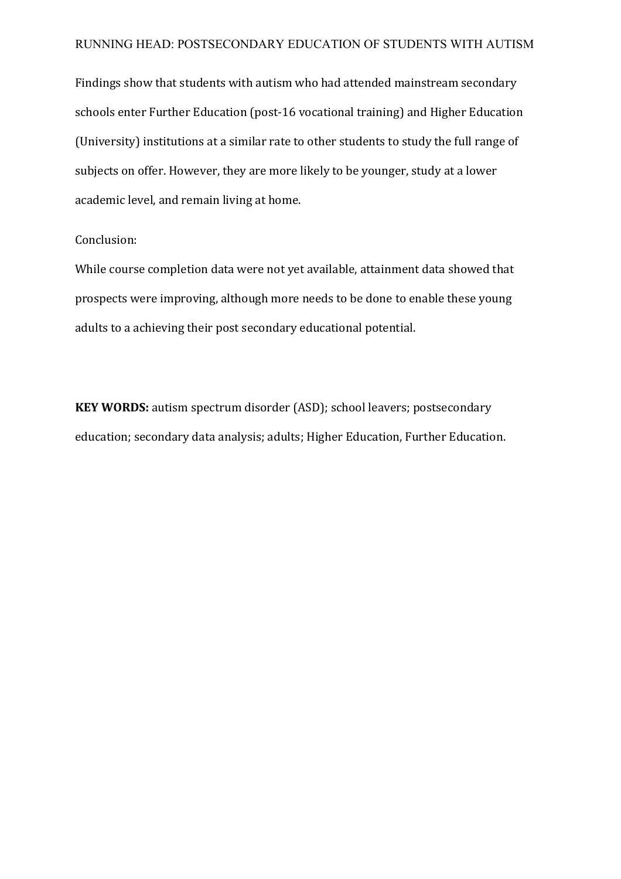Findings show that students with autism who had attended mainstream secondary schools enter Further Education (post-16 vocational training) and Higher Education (University) institutions at a similar rate to other students to study the full range of subjects on offer. However, they are more likely to be younger, study at a lower academic level, and remain living at home.

Conclusion:

While course completion data were not yet available, attainment data showed that prospects were improving, although more needs to be done to enable these young adults to a achieving their post secondary educational potential.

**KEY WORDS:** autism spectrum disorder (ASD); school leavers; postsecondary education; secondary data analysis; adults; Higher Education, Further Education.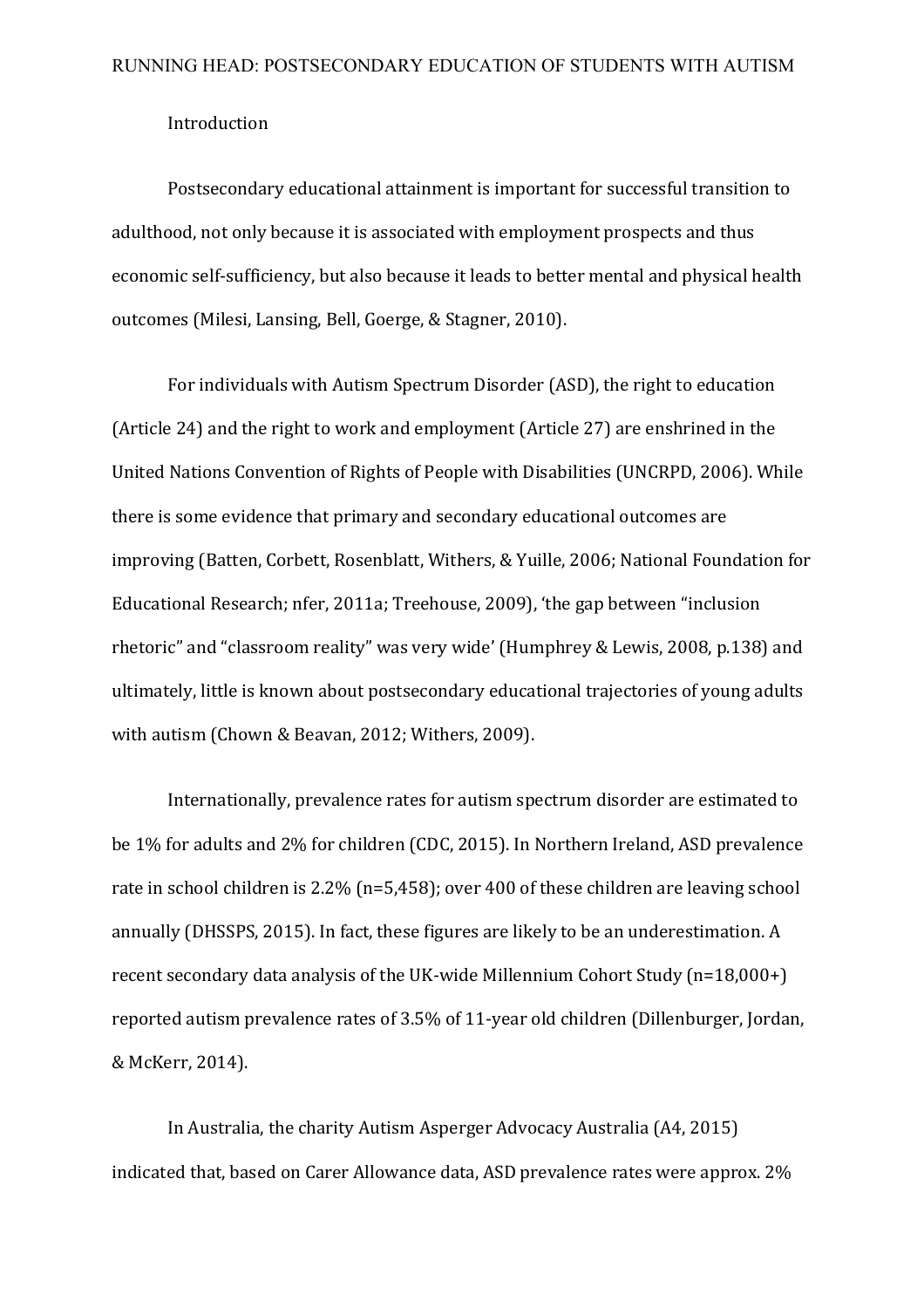# Introduction

Postsecondary educational attainment is important for successful transition to adulthood, not only because it is associated with employment prospects and thus economic self-sufficiency, but also because it leads to better mental and physical health outcomes (Milesi, Lansing, Bell, Goerge, & Stagner, 2010).

For individuals with Autism Spectrum Disorder (ASD), the right to education (Article 24) and the right to work and employment (Article 27) are enshrined in the United Nations Convention of Rights of People with Disabilities (UNCRPD, 2006). While there is some evidence that primary and secondary educational outcomes are improving (Batten, Corbett, Rosenblatt, Withers, & Yuille, 2006; National Foundation for Educational Research; nfer, 2011a; Treehouse, 2009), 'the gap between "inclusion rhetoric" and "classroom reality" was very wide' (Humphrey & Lewis, 2008, p.138) and ultimately, little is known about postsecondary educational trajectories of young adults with autism (Chown & Beavan, 2012; Withers, 2009).

Internationally, prevalence rates for autism spectrum disorder are estimated to be 1% for adults and 2% for children (CDC, 2015). In Northern Ireland, ASD prevalence rate in school children is 2.2% (n=5,458); over 400 of these children are leaving school annually (DHSSPS, 2015). In fact, these figures are likely to be an underestimation. A recent secondary data analysis of the UK-wide Millennium Cohort Study (n=18,000+) reported autism prevalence rates of 3.5% of 11-year old children (Dillenburger, Jordan, & McKerr, 2014).

In Australia, the charity Autism Asperger Advocacy Australia (A4, 2015) indicated that, based on Carer Allowance data, ASD prevalence rates were approx. 2%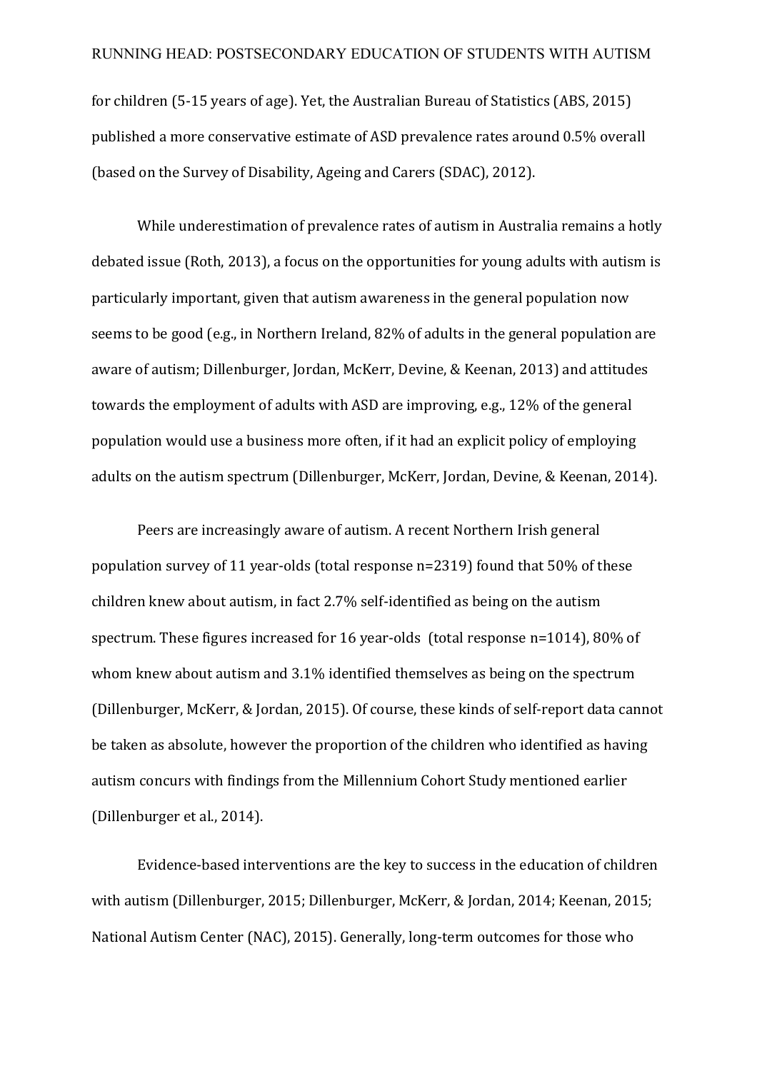for children (5-15 years of age). Yet, the Australian Bureau of Statistics (ABS, 2015) published a more conservative estimate of ASD prevalence rates around 0.5% overall (based on the Survey of Disability, Ageing and Carers (SDAC), 2012).

While underestimation of prevalence rates of autism in Australia remains a hotly debated issue (Roth, 2013), a focus on the opportunities for young adults with autism is particularly important, given that autism awareness in the general population now seems to be good (e.g., in Northern Ireland, 82% of adults in the general population are aware of autism; Dillenburger, Jordan, McKerr, Devine, & Keenan, 2013) and attitudes towards the employment of adults with ASD are improving, e.g., 12% of the general population would use a business more often, if it had an explicit policy of employing adults on the autism spectrum (Dillenburger, McKerr, Jordan, Devine, & Keenan, 2014).

Peers are increasingly aware of autism. A recent Northern Irish general population survey of 11 year-olds (total response n=2319) found that 50% of these children knew about autism, in fact 2.7% self-identified as being on the autism spectrum. These figures increased for 16 year-olds (total response n=1014), 80% of whom knew about autism and 3.1% identified themselves as being on the spectrum (Dillenburger, McKerr, & Jordan, 2015). Of course, these kinds of self-report data cannot be taken as absolute, however the proportion of the children who identified as having autism concurs with findings from the Millennium Cohort Study mentioned earlier (Dillenburger et al., 2014).

Evidence-based interventions are the key to success in the education of children with autism (Dillenburger, 2015; Dillenburger, McKerr, & Jordan, 2014; Keenan, 2015; National Autism Center (NAC), 2015). Generally, long-term outcomes for those who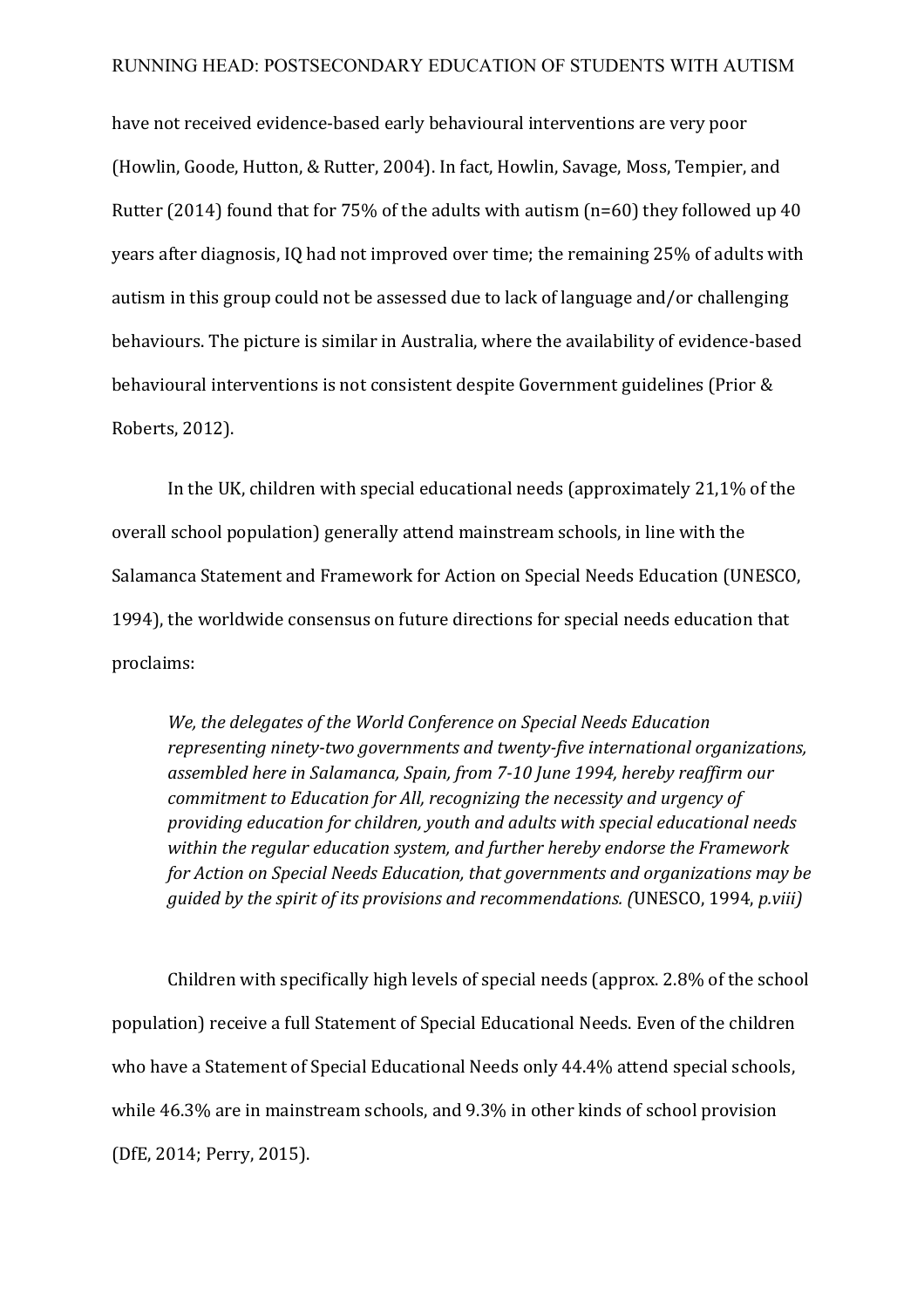have not received evidence-based early behavioural interventions are very poor (Howlin, Goode, Hutton, & Rutter, 2004). In fact, Howlin, Savage, Moss, Tempier, and Rutter (2014) found that for 75% of the adults with autism (n=60) they followed up 40 years after diagnosis, IQ had not improved over time; the remaining 25% of adults with autism in this group could not be assessed due to lack of language and/or challenging behaviours. The picture is similar in Australia, where the availability of evidence-based behavioural interventions is not consistent despite Government guidelines (Prior & Roberts, 2012).

In the UK, children with special educational needs (approximately 21,1% of the overall school population) generally attend mainstream schools, in line with the Salamanca Statement and Framework for Action on Special Needs Education (UNESCO, 1994), the worldwide consensus on future directions for special needs education that proclaims:

> *We, the delegates of the World Conference on Special Needs Education representing ninety-two governments and twenty-five international organizations, assembled here in Salamanca, Spain, from 7-10 June 1994, hereby reaffirm our commitment to Education for All, recognizing the necessity and urgency of providing education for children, youth and adults with special educational needs within the regular education system, and further hereby endorse the Framework for Action on Special Needs Education, that governments and organizations may be guided by the spirit of its provisions and recommendations. (*UNESCO, 1994, *p.viii)*

Children with specifically high levels of special needs (approx. 2.8% of the school population) receive a full Statement of Special Educational Needs. Even of the children who have a Statement of Special Educational Needs only 44.4% attend special schools, while 46.3% are in mainstream schools, and 9.3% in other kinds of school provision (DfE, 2014; Perry, 2015).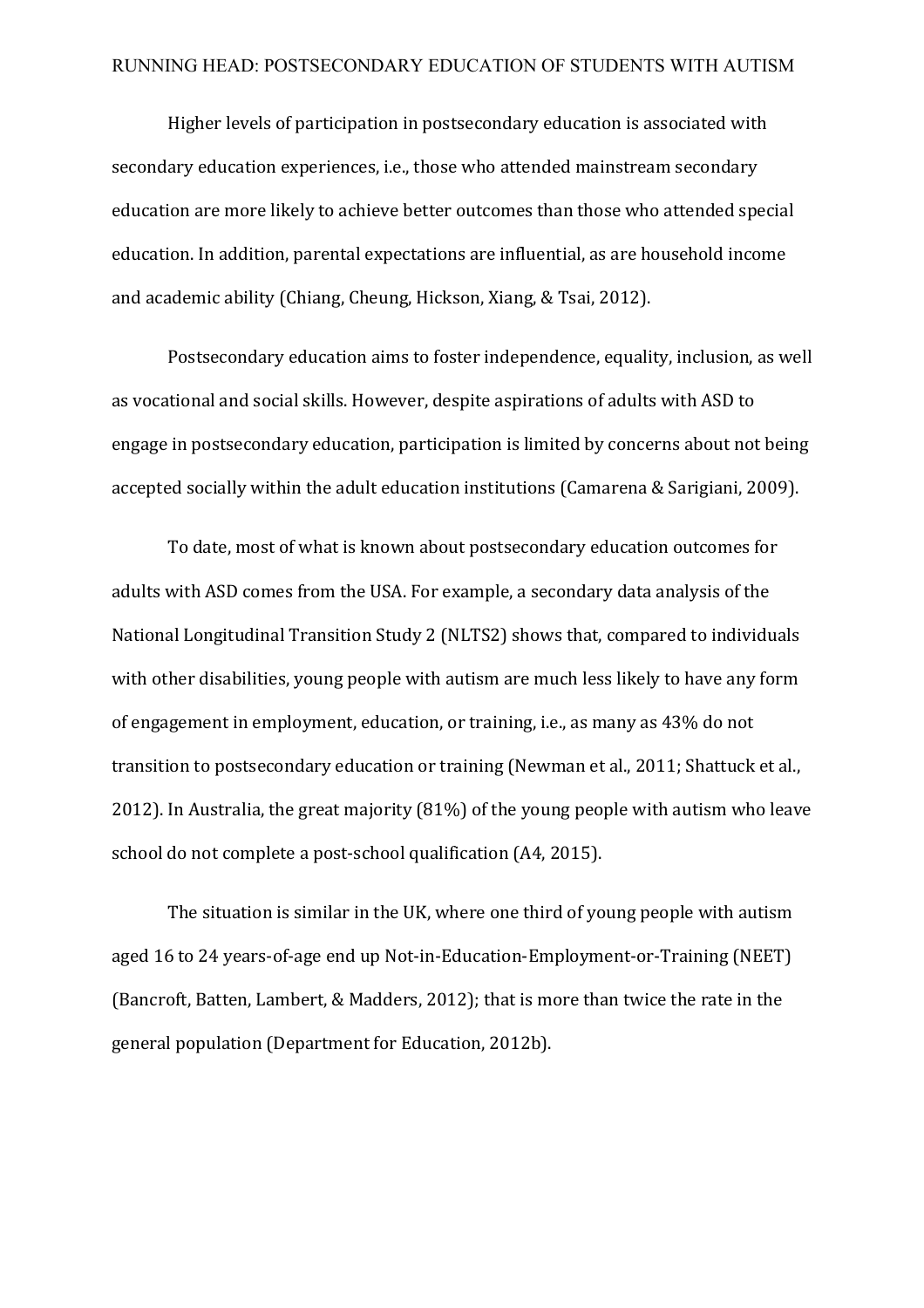Higher levels of participation in postsecondary education is associated with secondary education experiences, i.e., those who attended mainstream secondary education are more likely to achieve better outcomes than those who attended special education. In addition, parental expectations are influential, as are household income and academic ability (Chiang, Cheung, Hickson, Xiang, & Tsai, 2012).

Postsecondary education aims to foster independence, equality, inclusion, as well as vocational and social skills. However, despite aspirations of adults with ASD to engage in postsecondary education, participation is limited by concerns about not being accepted socially within the adult education institutions (Camarena & Sarigiani, 2009).

To date, most of what is known about postsecondary education outcomes for adults with ASD comes from the USA. For example, a secondary data analysis of the National Longitudinal Transition Study 2 (NLTS2) shows that, compared to individuals with other disabilities, young people with autism are much less likely to have any form of engagement in employment, education, or training, i.e., as many as 43% do not transition to postsecondary education or training (Newman et al., 2011; Shattuck et al., 2012). In Australia, the great majority (81%) of the young people with autism who leave school do not complete a post-school qualification (A4, 2015).

The situation is similar in the UK, where one third of young people with autism aged 16 to 24 years-of-age end up Not-in-Education-Employment-or-Training (NEET) (Bancroft, Batten, Lambert, & Madders, 2012); that is more than twice the rate in the general population (Department for Education, 2012b).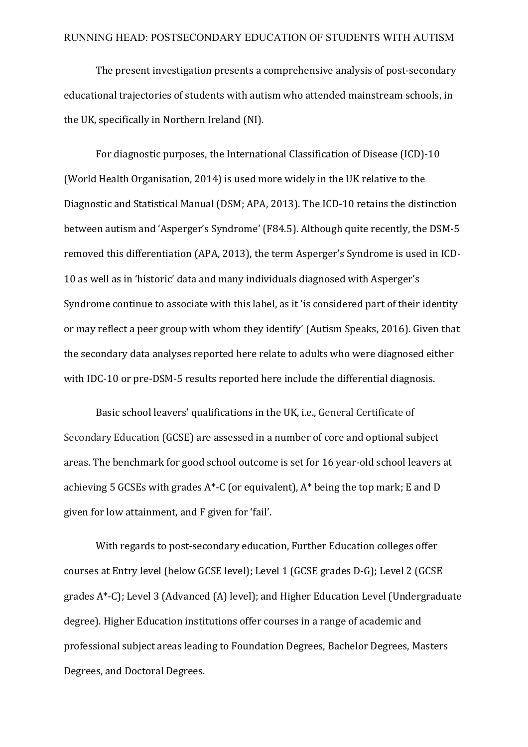The present investigation presents a comprehensive analysis of post-secondary educational trajectories of students with autism who attended mainstream schools, in the UK, specifically in Northern Ireland (NI).

For diagnostic purposes, the International Classification of Disease (ICD)-10 (World Health Organisation, 2014) is used more widely in the UK relative to the Diagnostic and Statistical Manual (DSM; APA, 2013). The ICD-10 retains the distinction between autism and 'Asperger's Syndrome' (F84.5). Although quite recently, the DSM-5 removed this differentiation (APA, 2013), the term Asperger's Syndrome is used in ICD-10 as well as in 'historic' data and many individuals diagnosed with Asperger's Syndrome continue to associate with this label, as it 'is considered part of their identity or may reflect a peer group with whom they identify' (Autism Speaks, 2016). Given that the secondary data analyses reported here relate to adults who were diagnosed either with IDC-10 or pre-DSM-5 results reported here include the differential diagnosis.

Basic school leavers' qualifications in the UK, i.e., General Certificate of Secondary Education (GCSE) are assessed in a number of core and optional subject areas. The benchmark for good school outcome is set for 16 year-old school leavers at achieving 5 GCSEs with grades A*-C (or equivalent), A* being the top mark; E and D given for low attainment, and F given for 'fail'.

With regards to post-secondary education, Further Education colleges offer courses at Entry level (below GCSE level); Level 1 (GCSE grades D-G); Level 2 (GCSE grades A*-C); Level 3 (Advanced (A) level); and Higher Education Level (Undergraduate degree). Higher Education institutions offer courses in a range of academic and professional subject areas leading to Foundation Degrees, Bachelor Degrees, Masters Degrees, and Doctoral Degrees.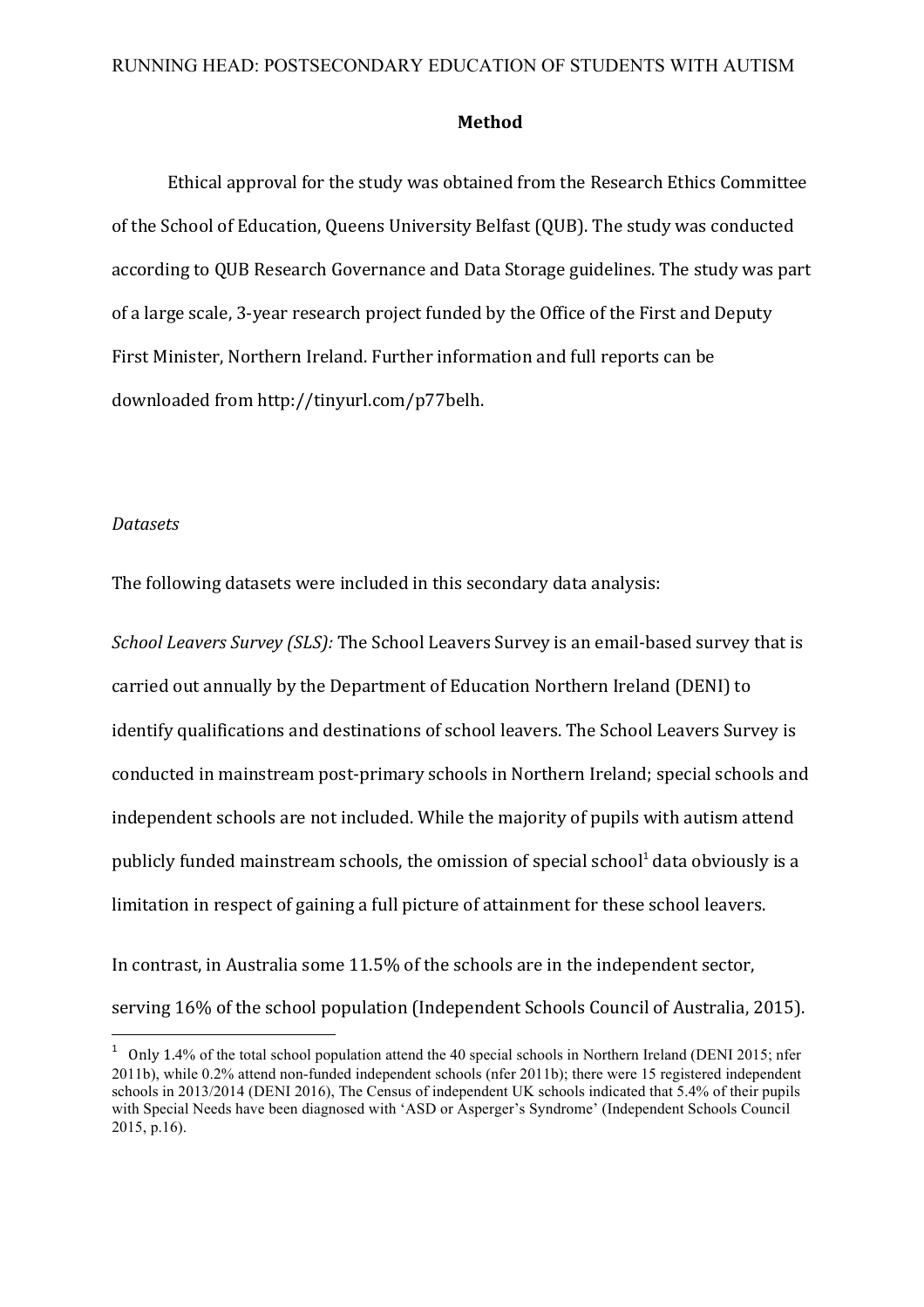## Method

Ethical approval for the study was obtained from the Research Ethics Committee of the School of Education, Queens University Belfast (QUB). The study was conducted according to QUB Research Governance and Data Storage guidelines. The study was part of a large scale, 3-year research project funded by the Office of the First and Deputy First Minister, Northern Ireland. Further information and full reports can be downloaded from http://tinyurl.com/p77belh.

### *Datasets*

The following datasets were included in this secondary data analysis:

*School Leavers Survey (SLS):* The School Leavers Survey is an email-based survey that is carried out annually by the Department of Education Northern Ireland (DENI) to identify qualifications and destinations of school leavers. The School Leavers Survey is conducted in mainstream post-primary schools in Northern Ireland; special schools and independent schools are not included. While the majority of pupils with autism attend publicly funded mainstream schools, the omission of special school[1] data obviously is a limitation in respect of gaining a full picture of attainment for these school leavers.

In contrast, in Australia some 11.5% of the schools are in the independent sector, serving 16% of the school population (Independent Schools Council of Australia, 2015).

[1] Only 1.4% of the total school population attend the 40 special schools in Northern Ireland (DENI 2015; nfer 2011b), while 0.2% attend non-funded independent schools (nfer 2011b); there were 15 registered independent schools in 2013/2014 (DENI 2016), The Census of independent UK schools indicated that 5.4% of their pupils with Special Needs have been diagnosed with 'ASD or Asperger's Syndrome' (Independent Schools Council 2015, p.16).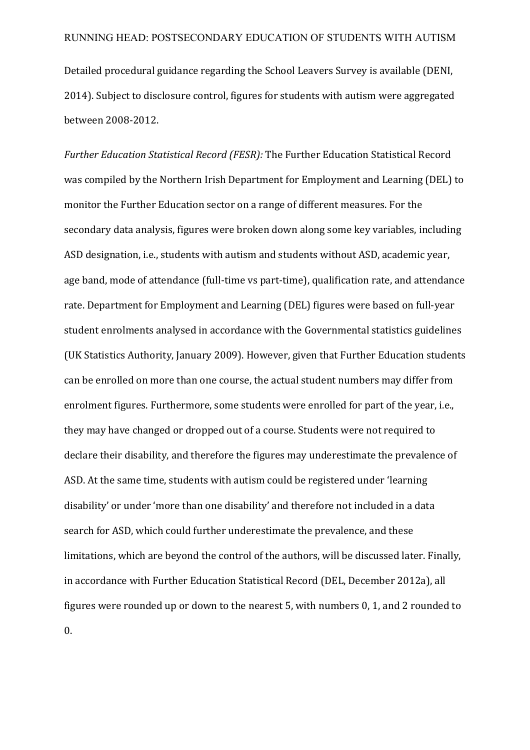Detailed procedural guidance regarding the School Leavers Survey is available (DENI, 2014). Subject to disclosure control, figures for students with autism were aggregated between 2008-2012.

*Further Education Statistical Record (FESR):* The Further Education Statistical Record was compiled by the Northern Irish Department for Employment and Learning (DEL) to monitor the Further Education sector on a range of different measures. For the secondary data analysis, figures were broken down along some key variables, including ASD designation, i.e., students with autism and students without ASD, academic year, age band, mode of attendance (full-time vs part-time), qualification rate, and attendance rate. Department for Employment and Learning (DEL) figures were based on full-year student enrolments analysed in accordance with the Governmental statistics guidelines (UK Statistics Authority, January 2009). However, given that Further Education students can be enrolled on more than one course, the actual student numbers may differ from enrolment figures. Furthermore, some students were enrolled for part of the year, i.e., they may have changed or dropped out of a course. Students were not required to declare their disability, and therefore the figures may underestimate the prevalence of ASD. At the same time, students with autism could be registered under 'learning disability' or under 'more than one disability' and therefore not included in a data search for ASD, which could further underestimate the prevalence, and these limitations, which are beyond the control of the authors, will be discussed later. Finally, in accordance with Further Education Statistical Record (DEL, December 2012a), all figures were rounded up or down to the nearest 5, with numbers 0, 1, and 2 rounded to 0.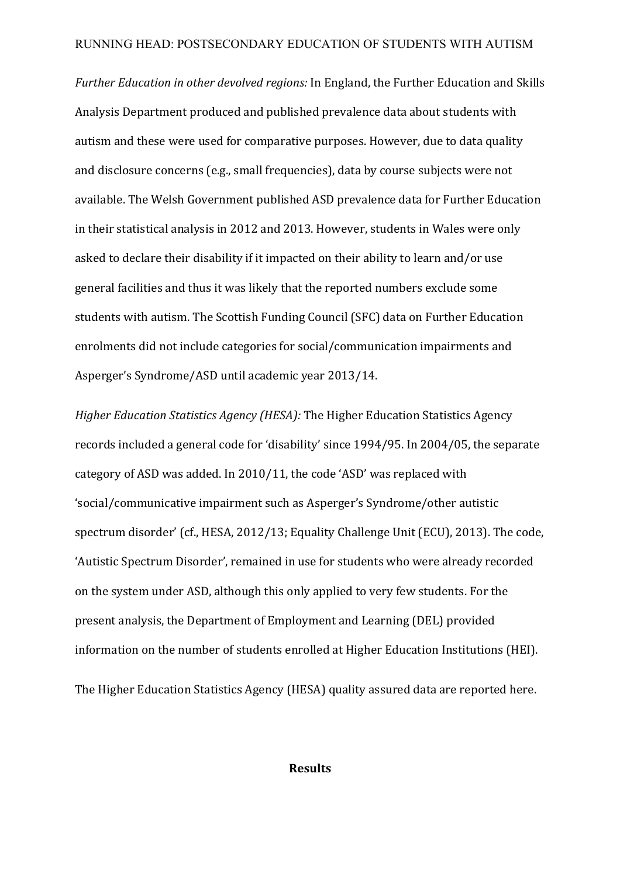*Further Education in other devolved regions:* In England, the Further Education and Skills Analysis Department produced and published prevalence data about students with autism and these were used for comparative purposes. However, due to data quality and disclosure concerns (e.g., small frequencies), data by course subjects were not available. The Welsh Government published ASD prevalence data for Further Education in their statistical analysis in 2012 and 2013. However, students in Wales were only asked to declare their disability if it impacted on their ability to learn and/or use general facilities and thus it was likely that the reported numbers exclude some students with autism. The Scottish Funding Council (SFC) data on Further Education enrolments did not include categories for social/communication impairments and Asperger's Syndrome/ASD until academic year 2013/14.

*Higher Education Statistics Agency (HESA):* The Higher Education Statistics Agency records included a general code for 'disability' since 1994/95. In 2004/05, the separate category of ASD was added. In 2010/11, the code 'ASD' was replaced with 'social/communicative impairment such as Asperger's Syndrome/other autistic spectrum disorder' (cf., HESA, 2012/13; Equality Challenge Unit (ECU), 2013). The code, 'Autistic Spectrum Disorder', remained in use for students who were already recorded on the system under ASD, although this only applied to very few students. For the present analysis, the Department of Employment and Learning (DEL) provided information on the number of students enrolled at Higher Education Institutions (HEI).

The Higher Education Statistics Agency (HESA) quality assured data are reported here.

## Results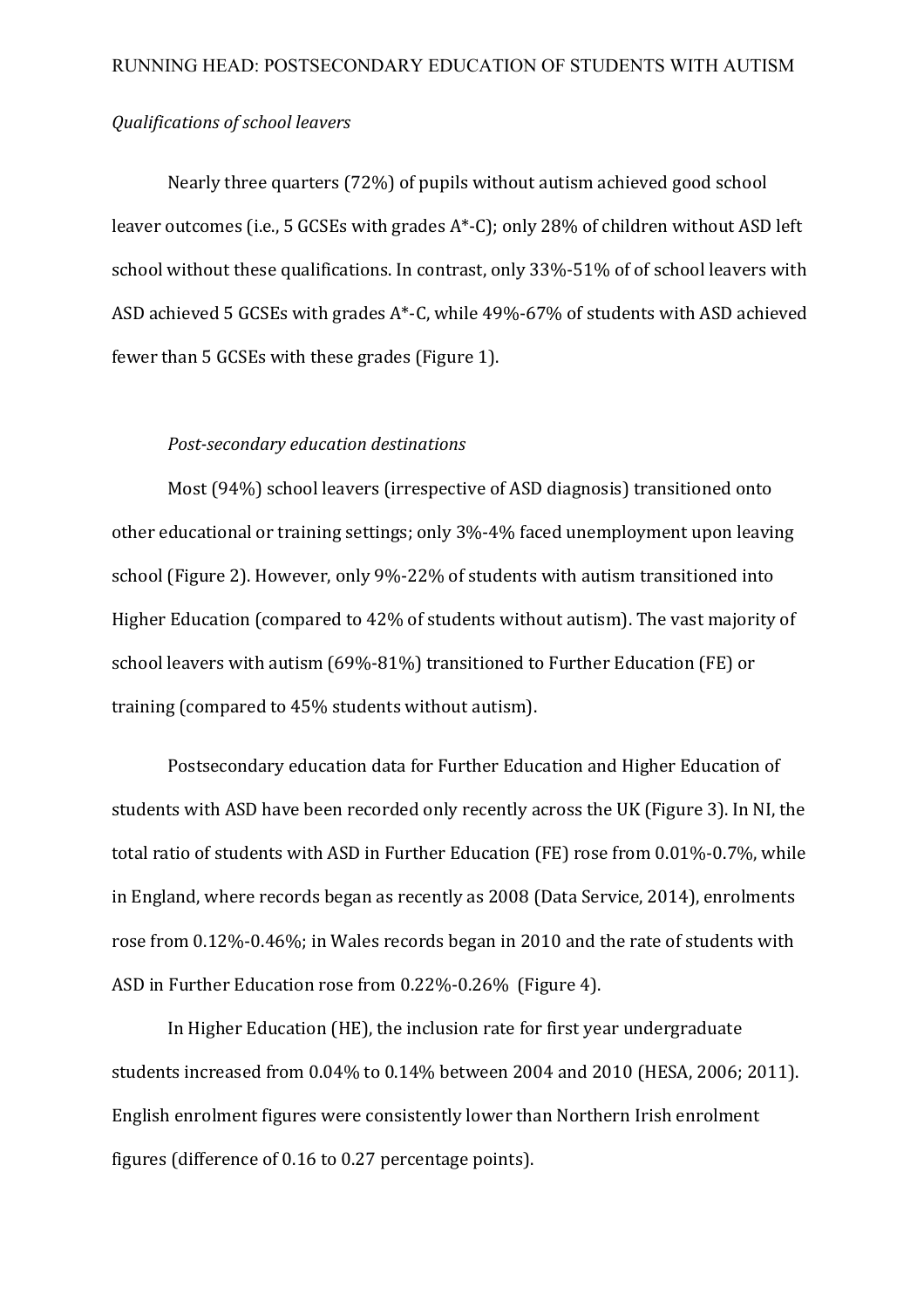*Qualifications of school leavers*

Nearly three quarters (72%) of pupils without autism achieved good school leaver outcomes (i.e., 5 GCSEs with grades A*-C); only 28% of children without ASD left school without these qualifications. In contrast, only 33%-51% of of school leavers with ASD achieved 5 GCSEs with grades A*-C, while 49%-67% of students with ASD achieved fewer than 5 GCSEs with these grades (Figure 1).

*Post-secondary education destinations*

Most (94%) school leavers (irrespective of ASD diagnosis) transitioned onto other educational or training settings; only 3%-4% faced unemployment upon leaving school (Figure 2). However, only 9%-22% of students with autism transitioned into Higher Education (compared to 42% of students without autism). The vast majority of school leavers with autism (69%-81%) transitioned to Further Education (FE) or training (compared to 45% students without autism).

Postsecondary education data for Further Education and Higher Education of students with ASD have been recorded only recently across the UK (Figure 3). In NI, the total ratio of students with ASD in Further Education (FE) rose from 0.01%-0.7%, while in England, where records began as recently as 2008 (Data Service, 2014), enrolments rose from 0.12%-0.46%; in Wales records began in 2010 and the rate of students with ASD in Further Education rose from 0.22%-0.26% (Figure 4).

In Higher Education (HE), the inclusion rate for first year undergraduate students increased from 0.04% to 0.14% between 2004 and 2010 (HESA, 2006; 2011). English enrolment figures were consistently lower than Northern Irish enrolment figures (difference of 0.16 to 0.27 percentage points).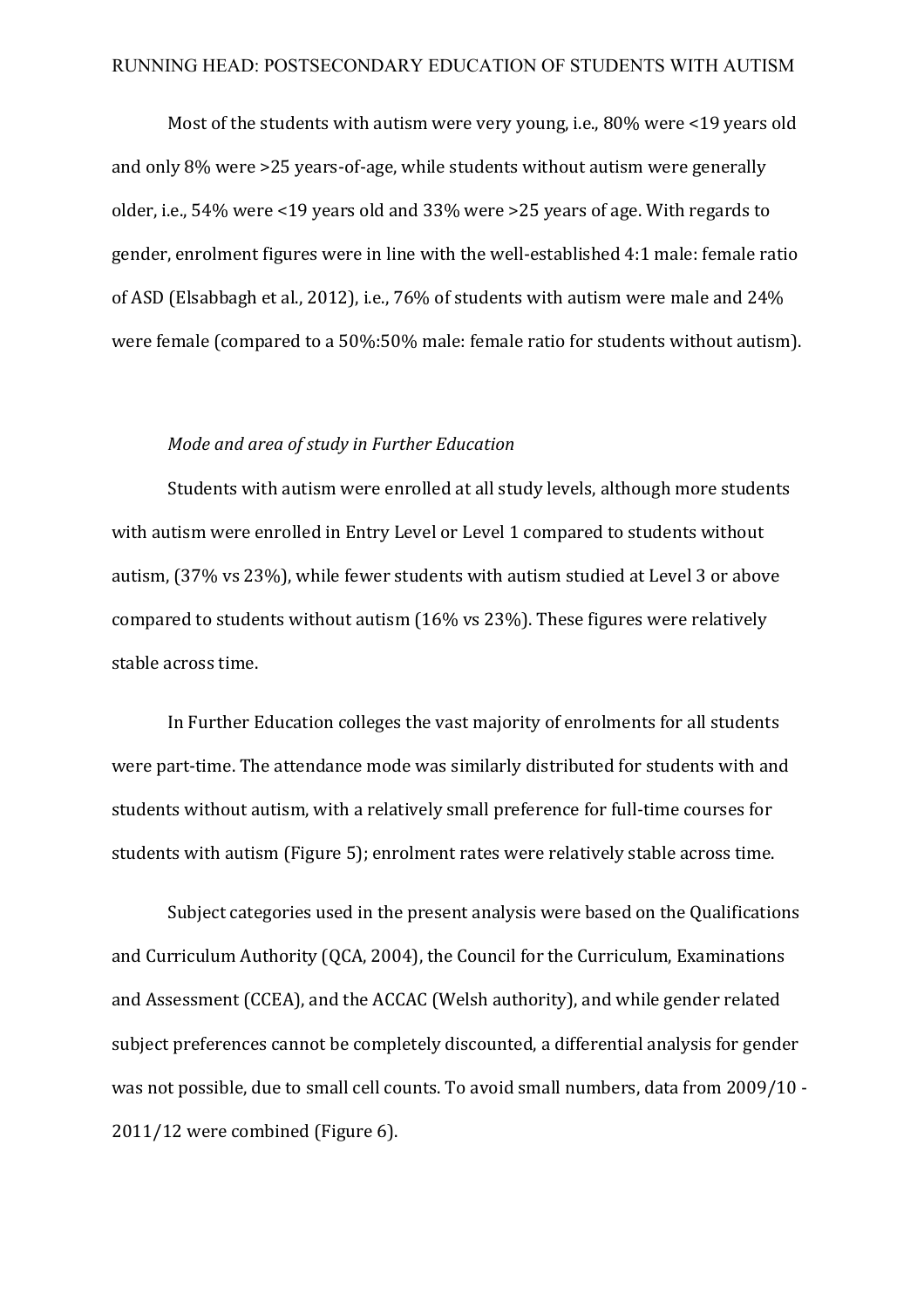Most of the students with autism were very young, i.e., 80% were <19 years old and only 8% were >25 years-of-age, while students without autism were generally older, i.e., 54% were <19 years old and 33% were >25 years of age. With regards to gender, enrolment figures were in line with the well-established 4:1 male: female ratio of ASD (Elsabbagh et al., 2012), i.e., 76% of students with autism were male and 24% were female (compared to a 50%:50% male: female ratio for students without autism).

*Mode and area of study in Further Education*

Students with autism were enrolled at all study levels, although more students with autism were enrolled in Entry Level or Level 1 compared to students without autism, (37% vs 23%), while fewer students with autism studied at Level 3 or above compared to students without autism (16% vs 23%). These figures were relatively stable across time.

In Further Education colleges the vast majority of enrolments for all students were part-time. The attendance mode was similarly distributed for students with and students without autism, with a relatively small preference for full-time courses for students with autism (Figure 5); enrolment rates were relatively stable across time.

Subject categories used in the present analysis were based on the Qualifications and Curriculum Authority (QCA, 2004), the Council for the Curriculum, Examinations and Assessment (CCEA), and the ACCAC (Welsh authority), and while gender related subject preferences cannot be completely discounted, a differential analysis for gender was not possible, due to small cell counts. To avoid small numbers, data from 2009/10 - 2011/12 were combined (Figure 6).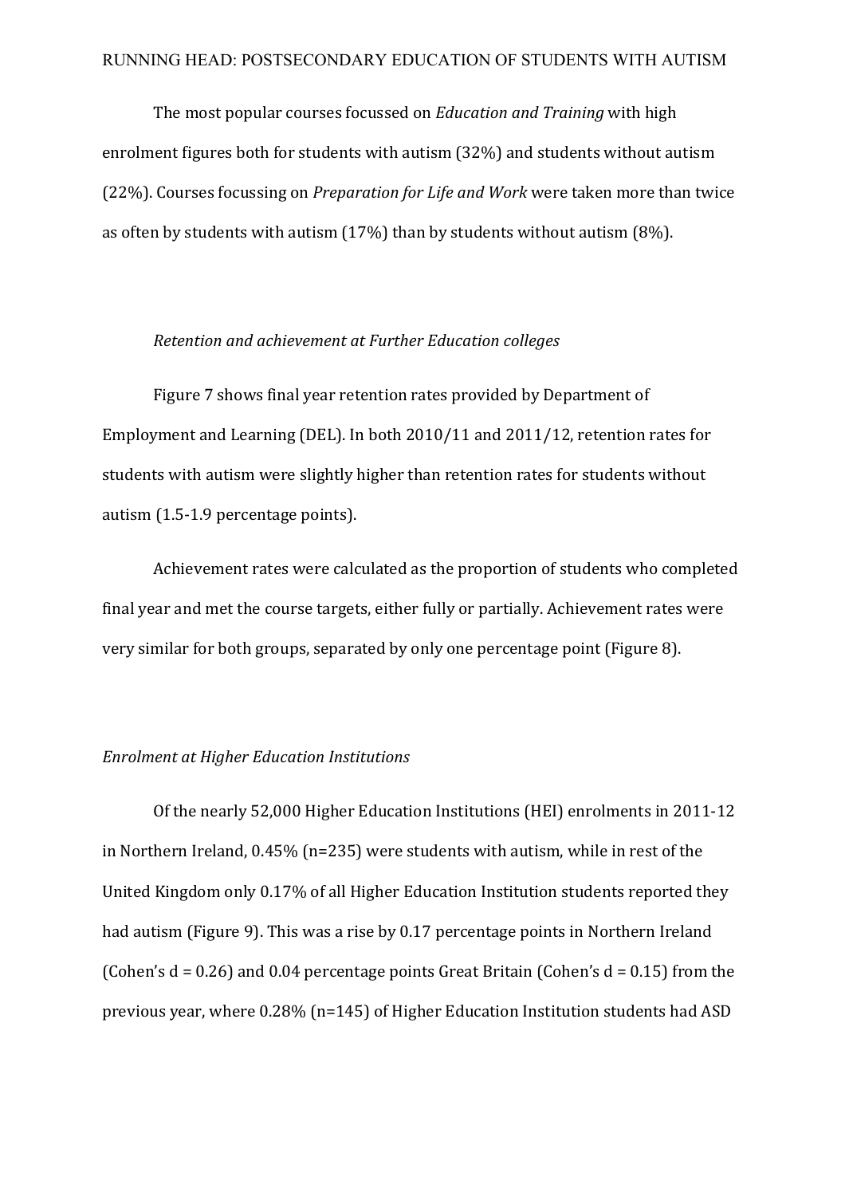The most popular courses focussed on *Education and Training* with high enrolment figures both for students with autism (32%) and students without autism (22%). Courses focussing on *Preparation for Life and Work* were taken more than twice as often by students with autism (17%) than by students without autism (8%).

*Retention and achievement at Further Education colleges*

Figure 7 shows final year retention rates provided by Department of Employment and Learning (DEL). In both 2010/11 and 2011/12, retention rates for students with autism were slightly higher than retention rates for students without autism (1.5-1.9 percentage points).

Achievement rates were calculated as the proportion of students who completed final year and met the course targets, either fully or partially. Achievement rates were very similar for both groups, separated by only one percentage point (Figure 8).

*Enrolment at Higher Education Institutions*

Of the nearly 52,000 Higher Education Institutions (HEI) enrolments in 2011-12 in Northern Ireland, 0.45% (n=235) were students with autism, while in rest of the United Kingdom only 0.17% of all Higher Education Institution students reported they had autism (Figure 9). This was a rise by 0.17 percentage points in Northern Ireland (Cohen's d = 0.26) and 0.04 percentage points Great Britain (Cohen's d = 0.15) from the previous year, where 0.28% (n=145) of Higher Education Institution students had ASD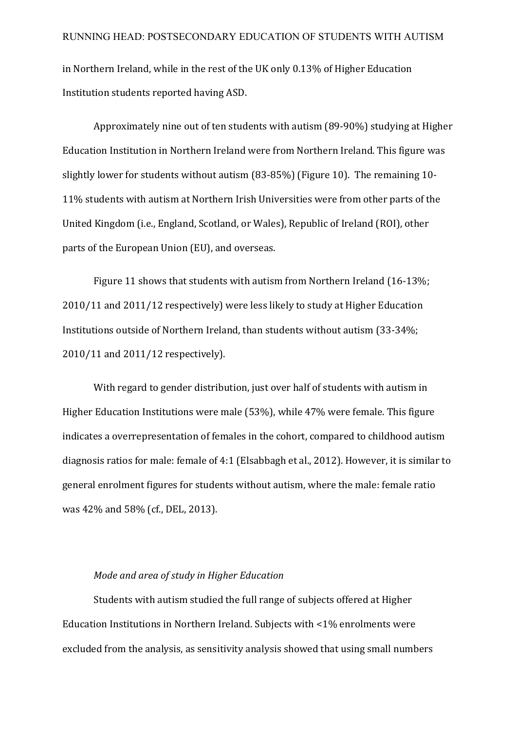in Northern Ireland, while in the rest of the UK only 0.13% of Higher Education Institution students reported having ASD.

Approximately nine out of ten students with autism (89-90%) studying at Higher Education Institution in Northern Ireland were from Northern Ireland. This figure was slightly lower for students without autism (83-85%) (Figure 10). The remaining 10-11% students with autism at Northern Irish Universities were from other parts of the United Kingdom (i.e., England, Scotland, or Wales), Republic of Ireland (ROI), other parts of the European Union (EU), and overseas.

Figure 11 shows that students with autism from Northern Ireland (16-13%; 2010/11 and 2011/12 respectively) were less likely to study at Higher Education Institutions outside of Northern Ireland, than students without autism (33-34%; 2010/11 and 2011/12 respectively).

With regard to gender distribution, just over half of students with autism in Higher Education Institutions were male (53%), while 47% were female. This figure indicates a overrepresentation of females in the cohort, compared to childhood autism diagnosis ratios for male: female of 4:1 (Elsabbagh et al., 2012). However, it is similar to general enrolment figures for students without autism, where the male: female ratio was 42% and 58% (cf., DEL, 2013).

*Mode and area of study in Higher Education*

Students with autism studied the full range of subjects offered at Higher Education Institutions in Northern Ireland. Subjects with <1% enrolments were excluded from the analysis, as sensitivity analysis showed that using small numbers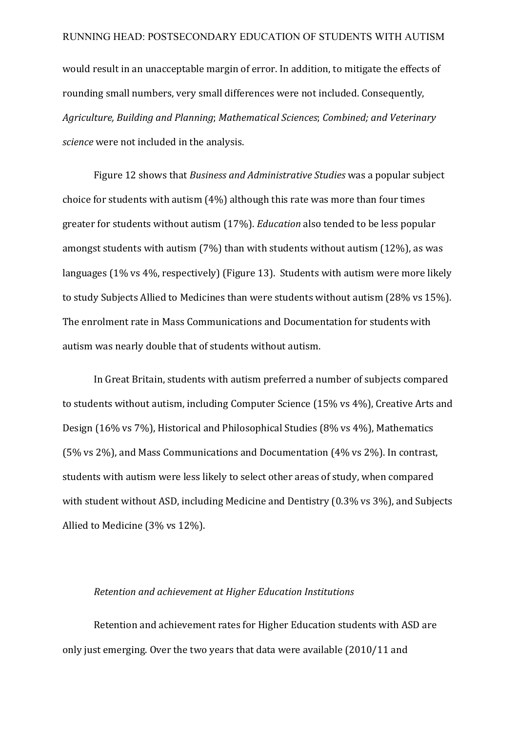would result in an unacceptable margin of error. In addition, to mitigate the effects of rounding small numbers, very small differences were not included. Consequently, *Agriculture, Building and Planning*; *Mathematical Sciences*; *Combined; and Veterinary science* were not included in the analysis.

Figure 12 shows that *Business and Administrative Studies* was a popular subject choice for students with autism (4%) although this rate was more than four times greater for students without autism (17%). *Education* also tended to be less popular amongst students with autism (7%) than with students without autism (12%), as was languages (1% vs 4%, respectively) (Figure 13). Students with autism were more likely to study Subjects Allied to Medicines than were students without autism (28% vs 15%). The enrolment rate in Mass Communications and Documentation for students with autism was nearly double that of students without autism.

In Great Britain, students with autism preferred a number of subjects compared to students without autism, including Computer Science (15% vs 4%), Creative Arts and Design (16% vs 7%), Historical and Philosophical Studies (8% vs 4%), Mathematics (5% vs 2%), and Mass Communications and Documentation (4% vs 2%). In contrast, students with autism were less likely to select other areas of study, when compared with student without ASD, including Medicine and Dentistry (0.3% vs 3%), and Subjects Allied to Medicine (3% vs 12%).

### *Retention and achievement at Higher Education Institutions*

Retention and achievement rates for Higher Education students with ASD are only just emerging. Over the two years that data were available (2010/11 and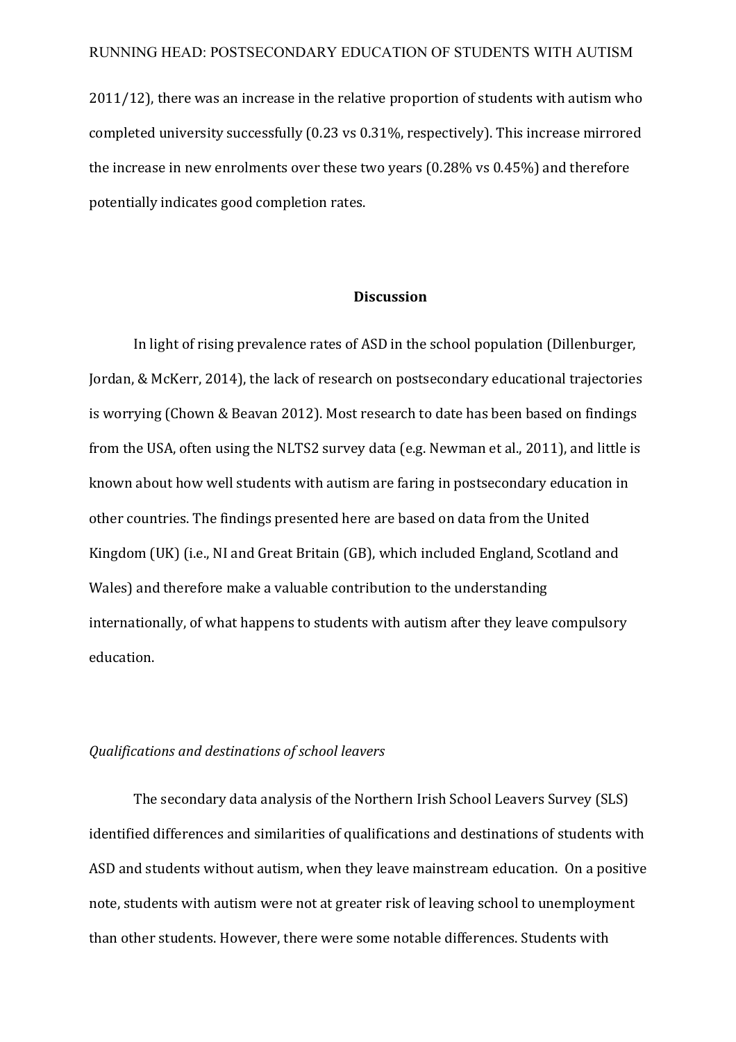2011/12), there was an increase in the relative proportion of students with autism who completed university successfully (0.23 vs 0.31%, respectively). This increase mirrored the increase in new enrolments over these two years (0.28% vs 0.45%) and therefore potentially indicates good completion rates.

## Discussion

In light of rising prevalence rates of ASD in the school population (Dillenburger, Jordan, & McKerr, 2014), the lack of research on postsecondary educational trajectories is worrying (Chown & Beavan 2012). Most research to date has been based on findings from the USA, often using the NLTS2 survey data (e.g. Newman et al., 2011), and little is known about how well students with autism are faring in postsecondary education in other countries. The findings presented here are based on data from the United Kingdom (UK) (i.e., NI and Great Britain (GB), which included England, Scotland and Wales) and therefore make a valuable contribution to the understanding internationally, of what happens to students with autism after they leave compulsory education.

### *Qualifications and destinations of school leavers*

The secondary data analysis of the Northern Irish School Leavers Survey (SLS) identified differences and similarities of qualifications and destinations of students with ASD and students without autism, when they leave mainstream education. On a positive note, students with autism were not at greater risk of leaving school to unemployment than other students. However, there were some notable differences. Students with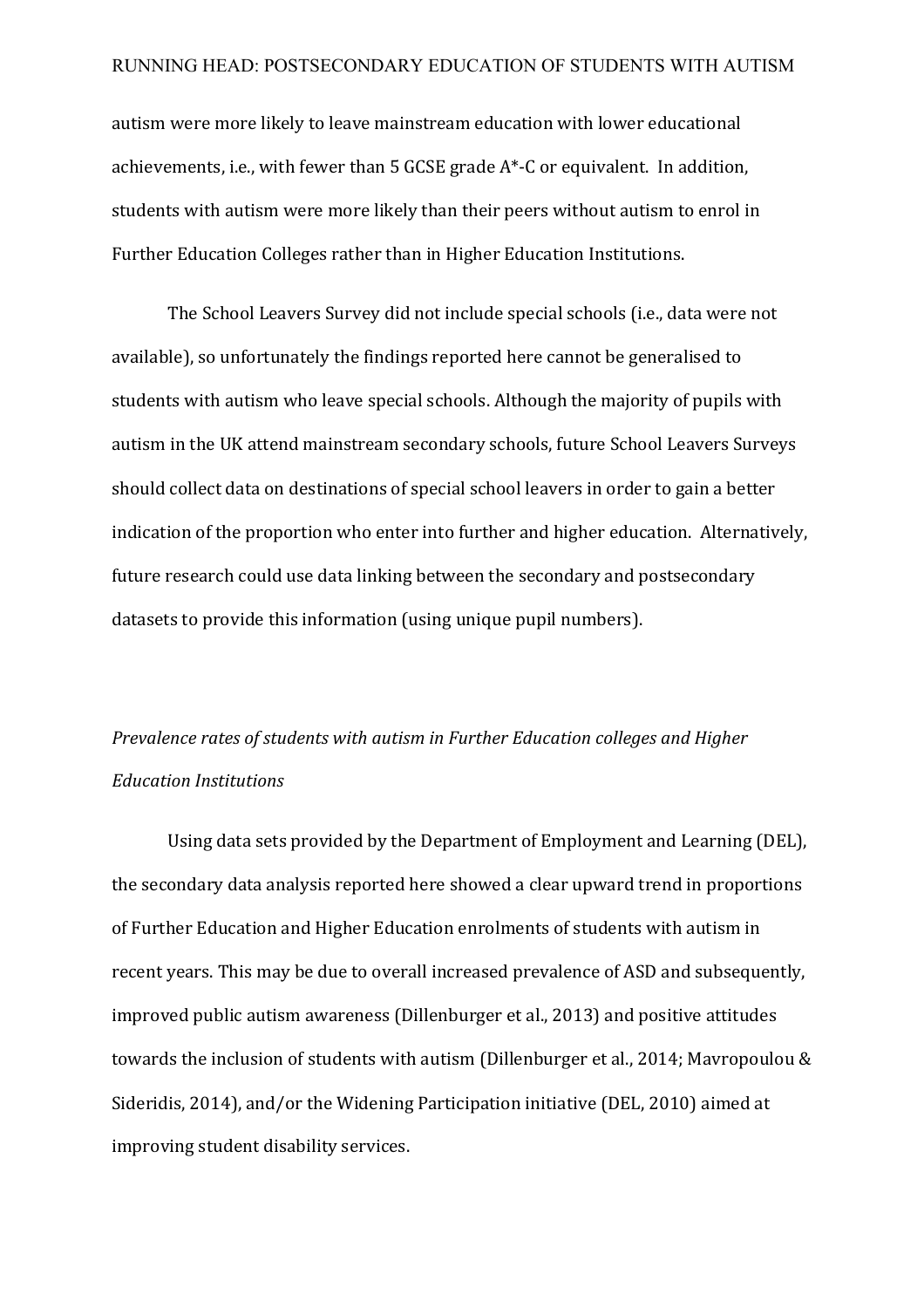autism were more likely to leave mainstream education with lower educational achievements, i.e., with fewer than 5 GCSE grade A*-C or equivalent. In addition, students with autism were more likely than their peers without autism to enrol in Further Education Colleges rather than in Higher Education Institutions.

The School Leavers Survey did not include special schools (i.e., data were not available), so unfortunately the findings reported here cannot be generalised to students with autism who leave special schools. Although the majority of pupils with autism in the UK attend mainstream secondary schools, future School Leavers Surveys should collect data on destinations of special school leavers in order to gain a better indication of the proportion who enter into further and higher education. Alternatively, future research could use data linking between the secondary and postsecondary datasets to provide this information (using unique pupil numbers).

*Prevalence rates of students with autism in Further Education colleges and Higher Education Institutions*

Using data sets provided by the Department of Employment and Learning (DEL), the secondary data analysis reported here showed a clear upward trend in proportions of Further Education and Higher Education enrolments of students with autism in recent years. This may be due to overall increased prevalence of ASD and subsequently, improved public autism awareness (Dillenburger et al., 2013) and positive attitudes towards the inclusion of students with autism (Dillenburger et al., 2014; Mavropoulou & Sideridis, 2014), and/or the Widening Participation initiative (DEL, 2010) aimed at improving student disability services.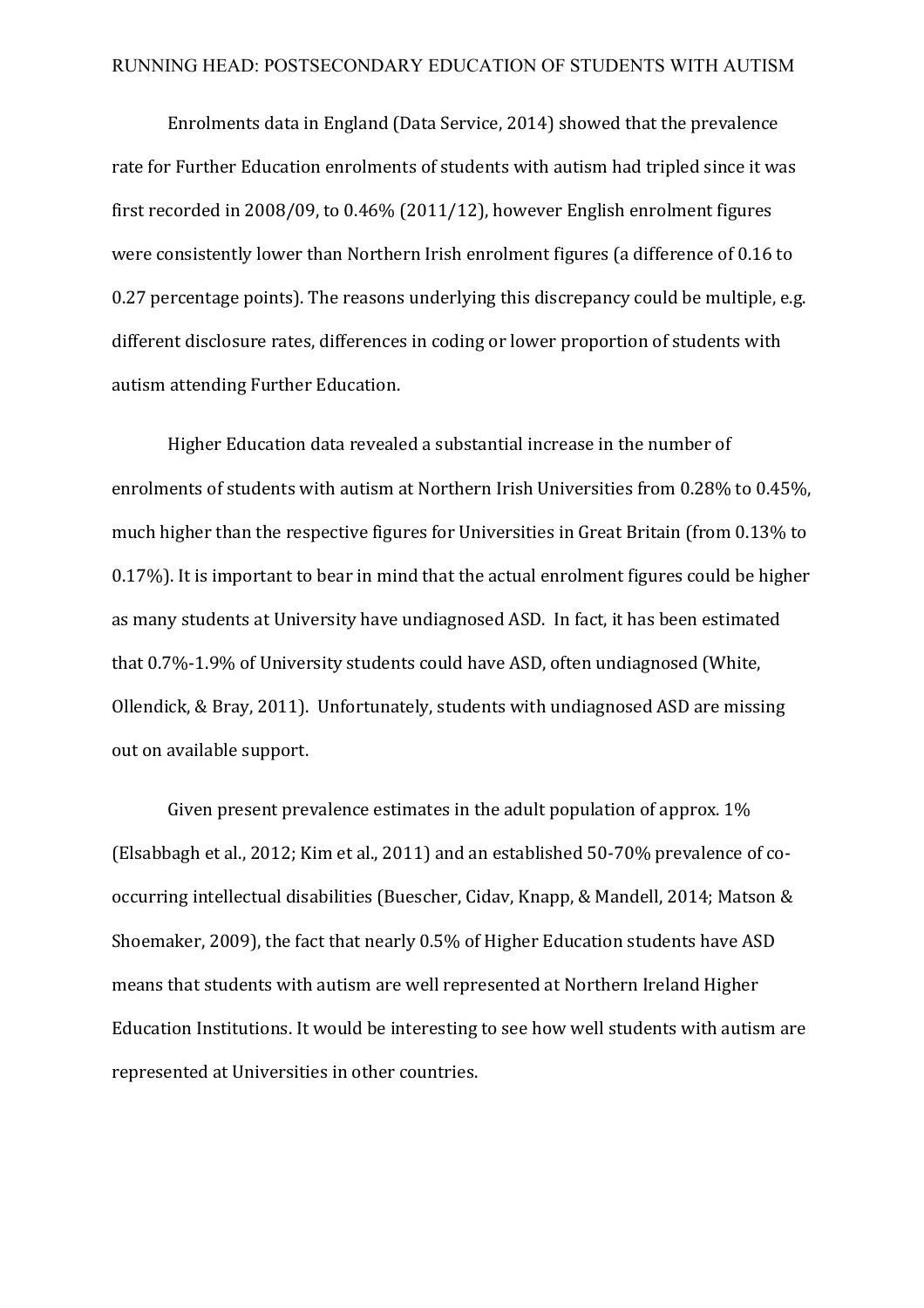Enrolments data in England (Data Service, 2014) showed that the prevalence rate for Further Education enrolments of students with autism had tripled since it was first recorded in 2008/09, to 0.46% (2011/12), however English enrolment figures were consistently lower than Northern Irish enrolment figures (a difference of 0.16 to 0.27 percentage points). The reasons underlying this discrepancy could be multiple, e.g. different disclosure rates, differences in coding or lower proportion of students with autism attending Further Education.

Higher Education data revealed a substantial increase in the number of enrolments of students with autism at Northern Irish Universities from 0.28% to 0.45%, much higher than the respective figures for Universities in Great Britain (from 0.13% to 0.17%). It is important to bear in mind that the actual enrolment figures could be higher as many students at University have undiagnosed ASD. In fact, it has been estimated that 0.7%-1.9% of University students could have ASD, often undiagnosed (White, Ollendick, & Bray, 2011). Unfortunately, students with undiagnosed ASD are missing out on available support.

Given present prevalence estimates in the adult population of approx. 1% (Elsabbagh et al., 2012; Kim et al., 2011) and an established 50-70% prevalence of co-occurring intellectual disabilities (Buescher, Cidav, Knapp, & Mandell, 2014; Matson & Shoemaker, 2009), the fact that nearly 0.5% of Higher Education students have ASD means that students with autism are well represented at Northern Ireland Higher Education Institutions. It would be interesting to see how well students with autism are represented at Universities in other countries.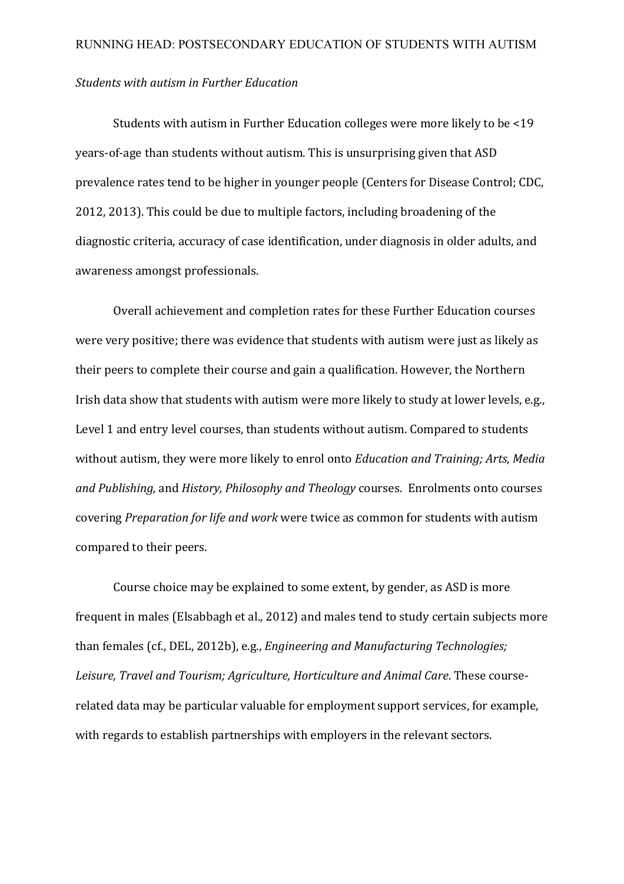*Students with autism in Further Education*

Students with autism in Further Education colleges were more likely to be <19 years-of-age than students without autism. This is unsurprising given that ASD prevalence rates tend to be higher in younger people (Centers for Disease Control; CDC, 2012, 2013). This could be due to multiple factors, including broadening of the diagnostic criteria, accuracy of case identification, under diagnosis in older adults, and awareness amongst professionals.

Overall achievement and completion rates for these Further Education courses were very positive; there was evidence that students with autism were just as likely as their peers to complete their course and gain a qualification. However, the Northern Irish data show that students with autism were more likely to study at lower levels, e.g., Level 1 and entry level courses, than students without autism. Compared to students without autism, they were more likely to enrol onto *Education and Training; Arts, Media and Publishing,* and *History, Philosophy and Theology* courses. Enrolments onto courses covering *Preparation for life and work* were twice as common for students with autism compared to their peers.

Course choice may be explained to some extent, by gender, as ASD is more frequent in males (Elsabbagh et al., 2012) and males tend to study certain subjects more than females (cf., DEL, 2012b), e.g., *Engineering and Manufacturing Technologies; Leisure, Travel and Tourism; Agriculture, Horticulture and Animal Care*. These course-related data may be particular valuable for employment support services, for example, with regards to establish partnerships with employers in the relevant sectors.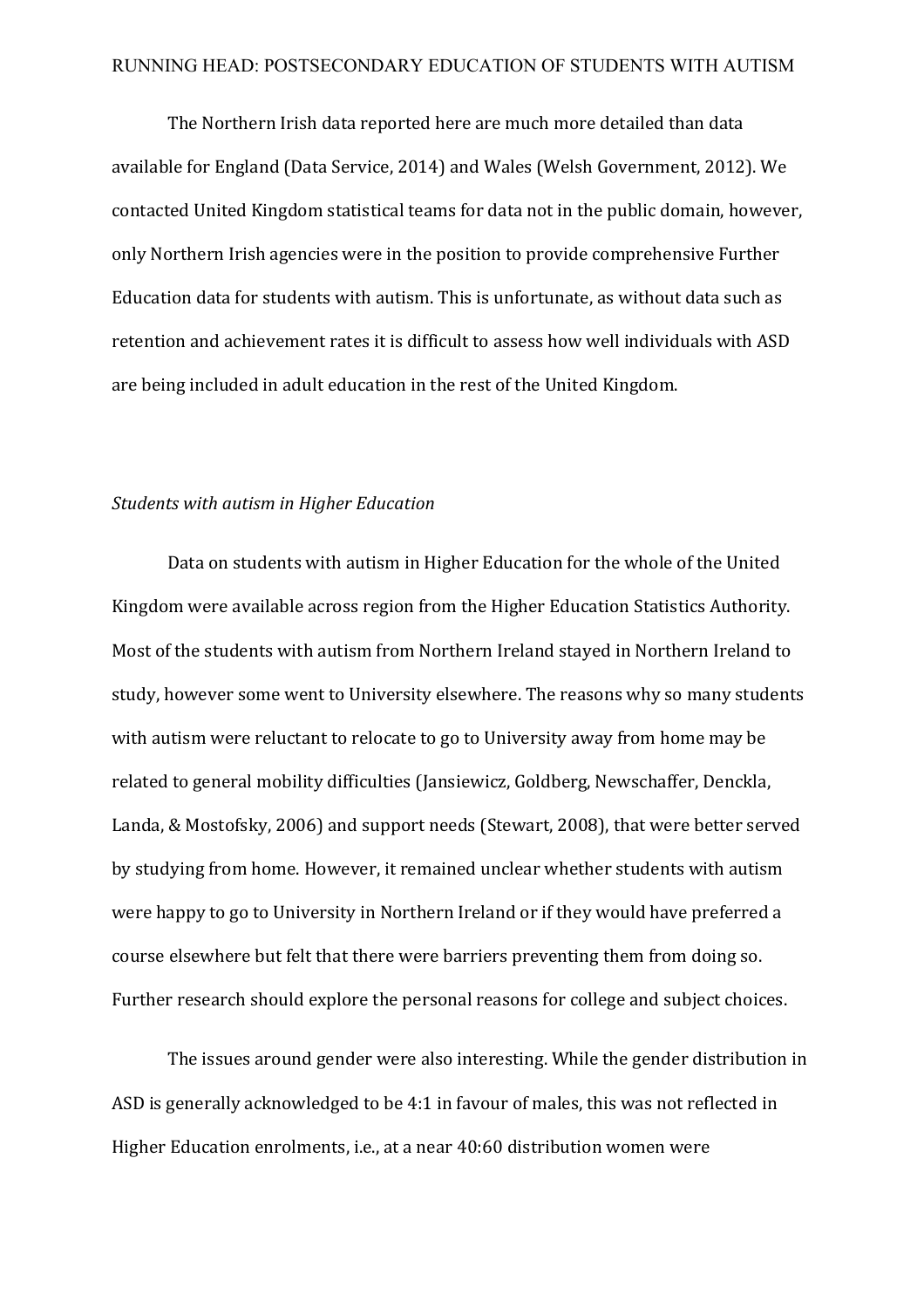The Northern Irish data reported here are much more detailed than data available for England (Data Service, 2014) and Wales (Welsh Government, 2012). We contacted United Kingdom statistical teams for data not in the public domain, however, only Northern Irish agencies were in the position to provide comprehensive Further Education data for students with autism. This is unfortunate, as without data such as retention and achievement rates it is difficult to assess how well individuals with ASD are being included in adult education in the rest of the United Kingdom.

*Students with autism in Higher Education*

Data on students with autism in Higher Education for the whole of the United Kingdom were available across region from the Higher Education Statistics Authority. Most of the students with autism from Northern Ireland stayed in Northern Ireland to study, however some went to University elsewhere. The reasons why so many students with autism were reluctant to relocate to go to University away from home may be related to general mobility difficulties (Jansiewicz, Goldberg, Newschaffer, Denckla, Landa, & Mostofsky, 2006) and support needs (Stewart, 2008), that were better served by studying from home. However, it remained unclear whether students with autism were happy to go to University in Northern Ireland or if they would have preferred a course elsewhere but felt that there were barriers preventing them from doing so. Further research should explore the personal reasons for college and subject choices.

The issues around gender were also interesting. While the gender distribution in ASD is generally acknowledged to be 4:1 in favour of males, this was not reflected in Higher Education enrolments, i.e., at a near 40:60 distribution women were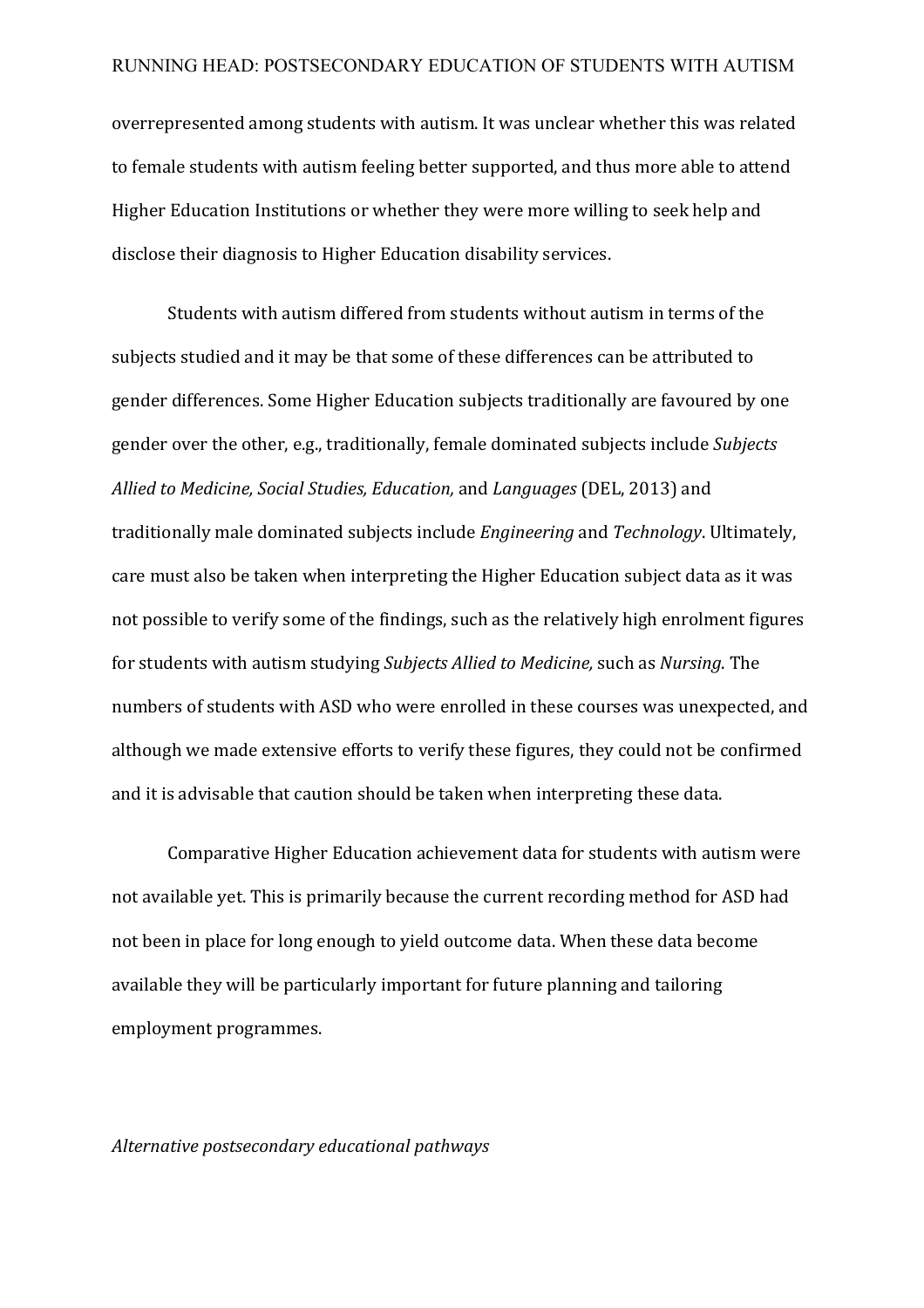overrepresented among students with autism. It was unclear whether this was related to female students with autism feeling better supported, and thus more able to attend Higher Education Institutions or whether they were more willing to seek help and disclose their diagnosis to Higher Education disability services.

Students with autism differed from students without autism in terms of the subjects studied and it may be that some of these differences can be attributed to gender differences. Some Higher Education subjects traditionally are favoured by one gender over the other, e.g., traditionally, female dominated subjects include *Subjects Allied to Medicine, Social Studies, Education,* and *Languages* (DEL, 2013) and traditionally male dominated subjects include *Engineering* and *Technology*. Ultimately, care must also be taken when interpreting the Higher Education subject data as it was not possible to verify some of the findings, such as the relatively high enrolment figures for students with autism studying *Subjects Allied to Medicine,* such as *Nursing*. The numbers of students with ASD who were enrolled in these courses was unexpected, and although we made extensive efforts to verify these figures, they could not be confirmed and it is advisable that caution should be taken when interpreting these data.

Comparative Higher Education achievement data for students with autism were not available yet. This is primarily because the current recording method for ASD had not been in place for long enough to yield outcome data. When these data become available they will be particularly important for future planning and tailoring employment programmes.

*Alternative postsecondary educational pathways*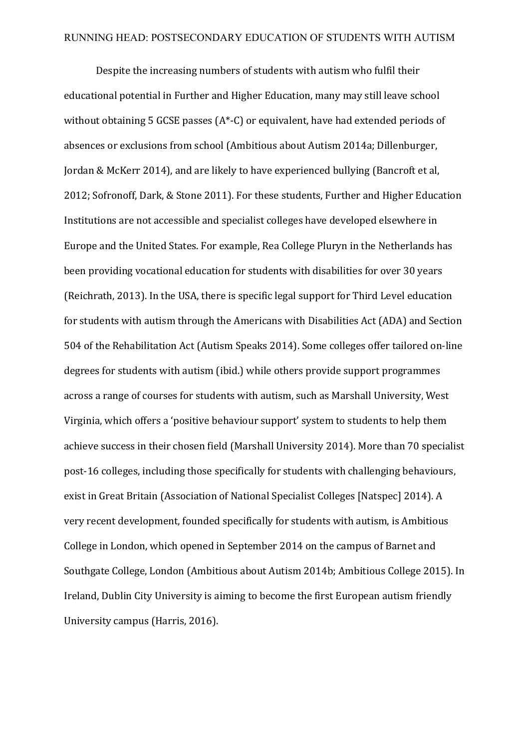Despite the increasing numbers of students with autism who fulfil their educational potential in Further and Higher Education, many may still leave school without obtaining 5 GCSE passes (A*-C) or equivalent, have had extended periods of absences or exclusions from school (Ambitious about Autism 2014a; Dillenburger, Jordan & McKerr 2014), and are likely to have experienced bullying (Bancroft et al, 2012; Sofronoff, Dark, & Stone 2011). For these students, Further and Higher Education Institutions are not accessible and specialist colleges have developed elsewhere in Europe and the United States. For example, Rea College Pluryn in the Netherlands has been providing vocational education for students with disabilities for over 30 years (Reichrath, 2013). In the USA, there is specific legal support for Third Level education for students with autism through the Americans with Disabilities Act (ADA) and Section 504 of the Rehabilitation Act (Autism Speaks 2014). Some colleges offer tailored on-line degrees for students with autism (ibid.) while others provide support programmes across a range of courses for students with autism, such as Marshall University, West Virginia, which offers a 'positive behaviour support' system to students to help them achieve success in their chosen field (Marshall University 2014). More than 70 specialist post-16 colleges, including those specifically for students with challenging behaviours, exist in Great Britain (Association of National Specialist Colleges [Natspec] 2014). A very recent development, founded specifically for students with autism, is Ambitious College in London, which opened in September 2014 on the campus of Barnet and Southgate College, London (Ambitious about Autism 2014b; Ambitious College 2015). In Ireland, Dublin City University is aiming to become the first European autism friendly University campus (Harris, 2016).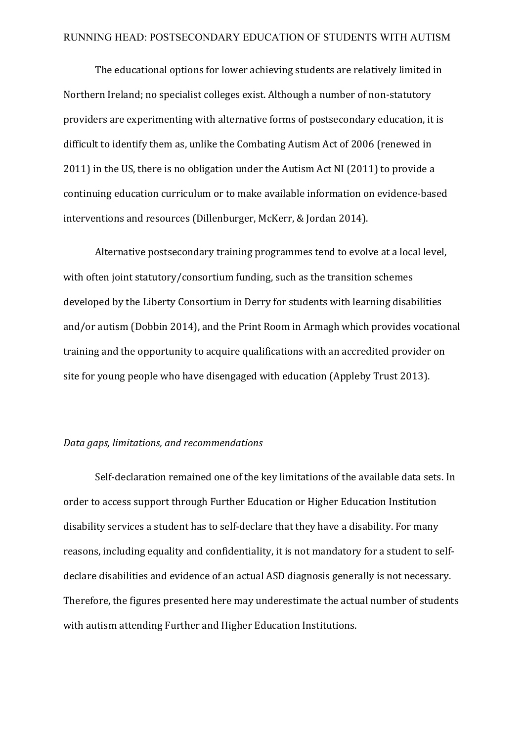The educational options for lower achieving students are relatively limited in Northern Ireland; no specialist colleges exist. Although a number of non-statutory providers are experimenting with alternative forms of postsecondary education, it is difficult to identify them as, unlike the Combating Autism Act of 2006 (renewed in 2011) in the US, there is no obligation under the Autism Act NI (2011) to provide a continuing education curriculum or to make available information on evidence-based interventions and resources (Dillenburger, McKerr, & Jordan 2014).

Alternative postsecondary training programmes tend to evolve at a local level, with often joint statutory/consortium funding, such as the transition schemes developed by the Liberty Consortium in Derry for students with learning disabilities and/or autism (Dobbin 2014), and the Print Room in Armagh which provides vocational training and the opportunity to acquire qualifications with an accredited provider on site for young people who have disengaged with education (Appleby Trust 2013).

*Data gaps, limitations, and recommendations*

Self-declaration remained one of the key limitations of the available data sets. In order to access support through Further Education or Higher Education Institution disability services a student has to self-declare that they have a disability. For many reasons, including equality and confidentiality, it is not mandatory for a student to self-declare disabilities and evidence of an actual ASD diagnosis generally is not necessary. Therefore, the figures presented here may underestimate the actual number of students with autism attending Further and Higher Education Institutions.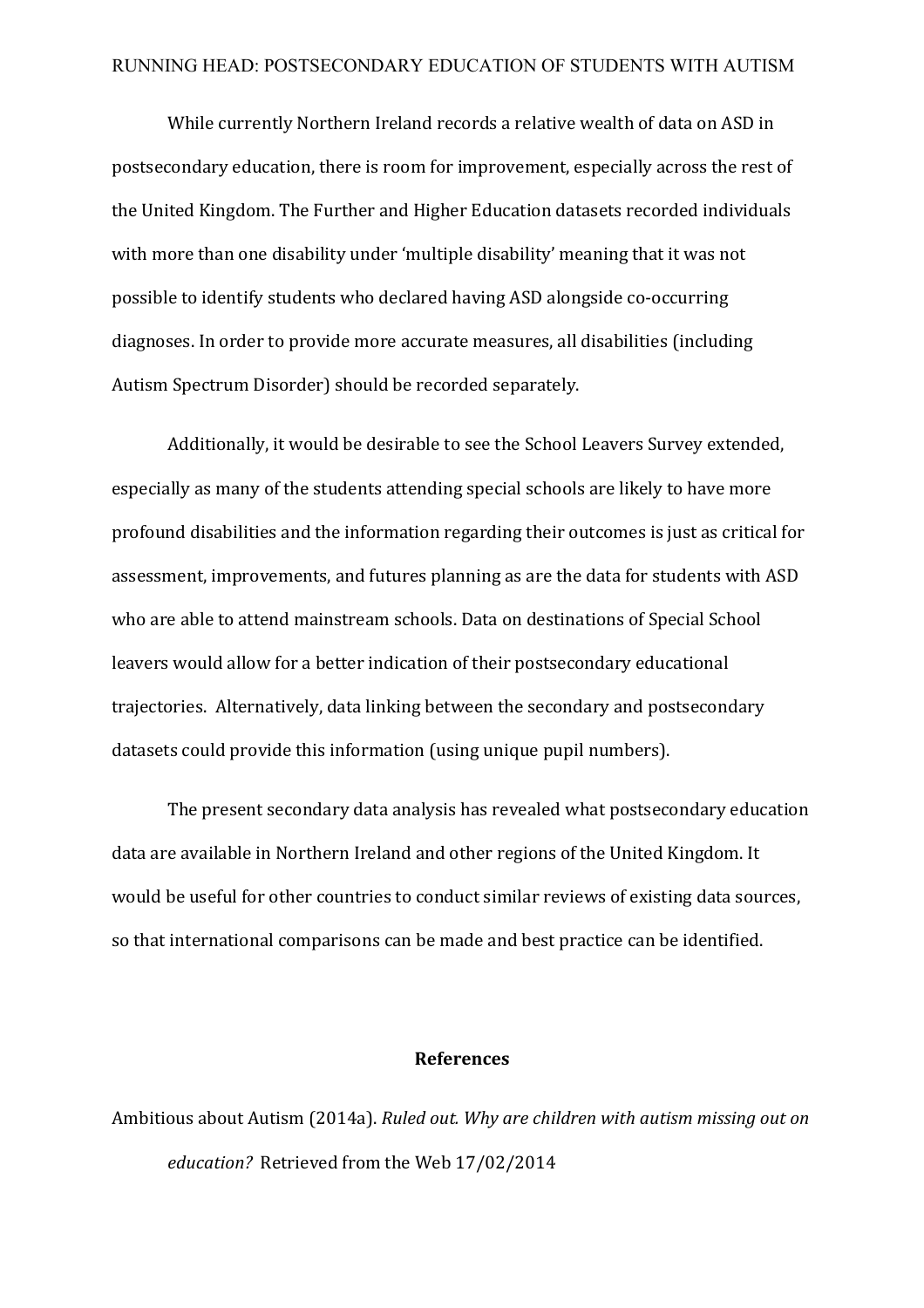While currently Northern Ireland records a relative wealth of data on ASD in postsecondary education, there is room for improvement, especially across the rest of the United Kingdom. The Further and Higher Education datasets recorded individuals with more than one disability under 'multiple disability' meaning that it was not possible to identify students who declared having ASD alongside co-occurring diagnoses. In order to provide more accurate measures, all disabilities (including Autism Spectrum Disorder) should be recorded separately.

Additionally, it would be desirable to see the School Leavers Survey extended, especially as many of the students attending special schools are likely to have more profound disabilities and the information regarding their outcomes is just as critical for assessment, improvements, and futures planning as are the data for students with ASD who are able to attend mainstream schools. Data on destinations of Special School leavers would allow for a better indication of their postsecondary educational trajectories. Alternatively, data linking between the secondary and postsecondary datasets could provide this information (using unique pupil numbers).

The present secondary data analysis has revealed what postsecondary education data are available in Northern Ireland and other regions of the United Kingdom. It would be useful for other countries to conduct similar reviews of existing data sources, so that international comparisons can be made and best practice can be identified.

## References

Ambitious about Autism (2014a). *Ruled out. Why are children with autism missing out on education?* Retrieved from the Web 17/02/2014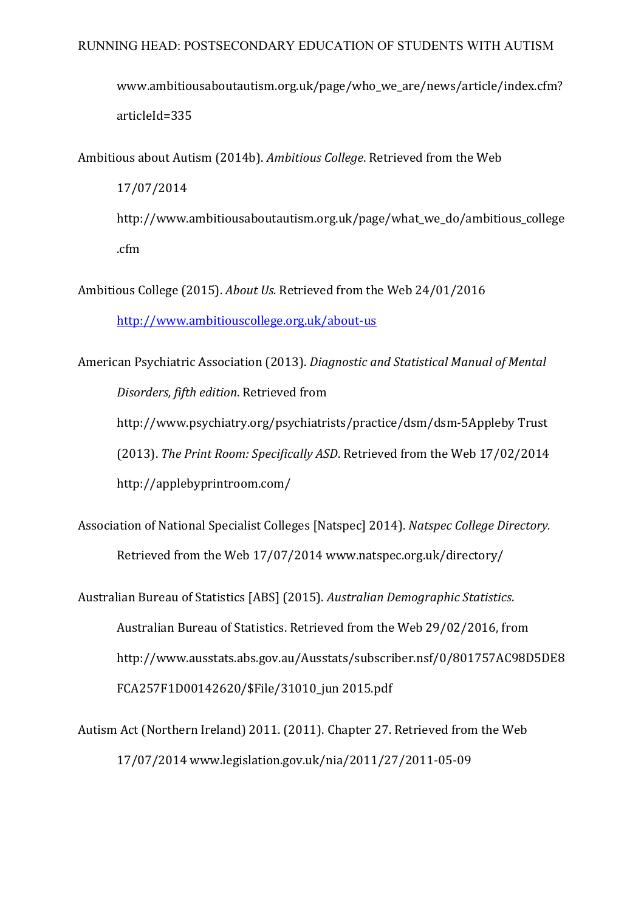www.ambitiousaboutautism.org.uk/page/who_we_are/news/article/index.cfm?articleId=335

Ambitious about Autism (2014b). *Ambitious College*. Retrieved from the Web 17/07/2014 http://www.ambitiousaboutautism.org.uk/page/what_we_do/ambitious_college.cfm

Ambitious College (2015). *About Us.* Retrieved from the Web 24/01/2016 http://www.ambitiouscollege.org.uk/about-us

American Psychiatric Association (2013). *Diagnostic and Statistical Manual of Mental Disorders, fifth edition*. Retrieved from http://www.psychiatry.org/psychiatrists/practice/dsm/dsm-5Appleby Trust (2013). *The Print Room: Specifically ASD*. Retrieved from the Web 17/02/2014 http://applebyprintroom.com/

Association of National Specialist Colleges [Natspec] 2014). *Natspec College Directory.* Retrieved from the Web 17/07/2014 www.natspec.org.uk/directory/

Australian Bureau of Statistics [ABS] (2015). *Australian Demographic Statistics*. Australian Bureau of Statistics. Retrieved from the Web 29/02/2016, from http://www.ausstats.abs.gov.au/Ausstats/subscriber.nsf/0/801757AC98D5DE8FCA257F1D00142620/$File/31010_jun 2015.pdf

Autism Act (Northern Ireland) 2011. (2011). Chapter 27. Retrieved from the Web 17/07/2014 www.legislation.gov.uk/nia/2011/27/2011-05-09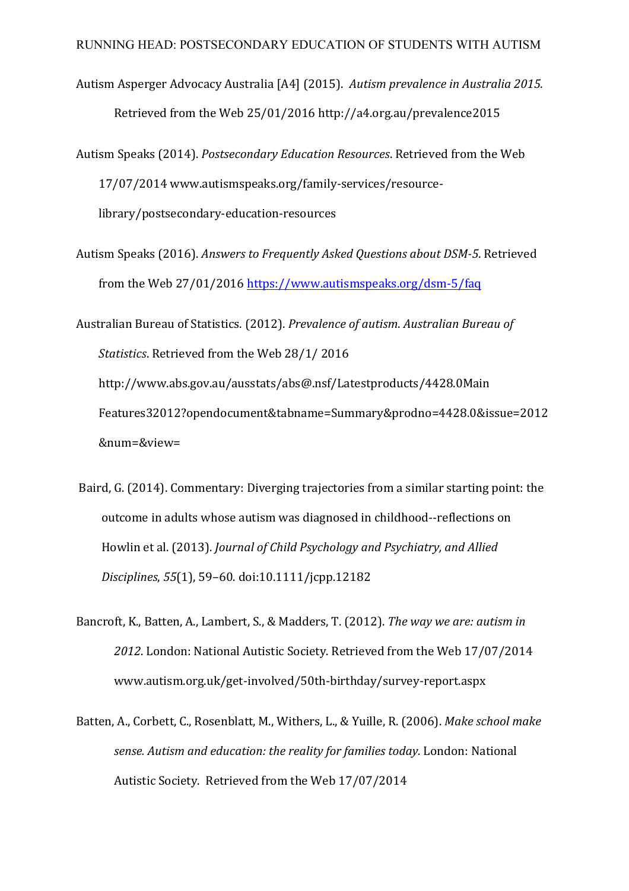Autism Asperger Advocacy Australia [A4] (2015). *Autism prevalence in Australia 2015.* Retrieved from the Web 25/01/2016 http://a4.org.au/prevalence2015

Autism Speaks (2014). *Postsecondary Education Resources*. Retrieved from the Web 17/07/2014 www.autismspeaks.org/family-services/resource-library/postsecondary-education-resources

Autism Speaks (2016). *Answers to Frequently Asked Questions about DSM-5*. Retrieved from the Web 27/01/2016 https://www.autismspeaks.org/dsm-5/faq

Australian Bureau of Statistics. (2012). *Prevalence of autism*. *Australian Bureau of Statistics*. Retrieved from the Web 28/1/ 2016 http://www.abs.gov.au/ausstats/abs@.nsf/Latestproducts/4428.0Main Features32012?opendocument&tabname=Summary&prodno=4428.0&issue=2012&num=&view=

Baird, G. (2014). Commentary: Diverging trajectories from a similar starting point: the outcome in adults whose autism was diagnosed in childhood--reflections on Howlin et al. (2013). *Journal of Child Psychology and Psychiatry, and Allied Disciplines*, *55*(1), 59–60. doi:10.1111/jcpp.12182

Bancroft, K., Batten, A., Lambert, S., & Madders, T. (2012). *The way we are: autism in 2012*. London: National Autistic Society. Retrieved from the Web 17/07/2014 www.autism.org.uk/get-involved/50th-birthday/survey-report.aspx

Batten, A., Corbett, C., Rosenblatt, M., Withers, L., & Yuille, R. (2006). *Make school make sense. Autism and education: the reality for families today.* London: National Autistic Society. Retrieved from the Web 17/07/2014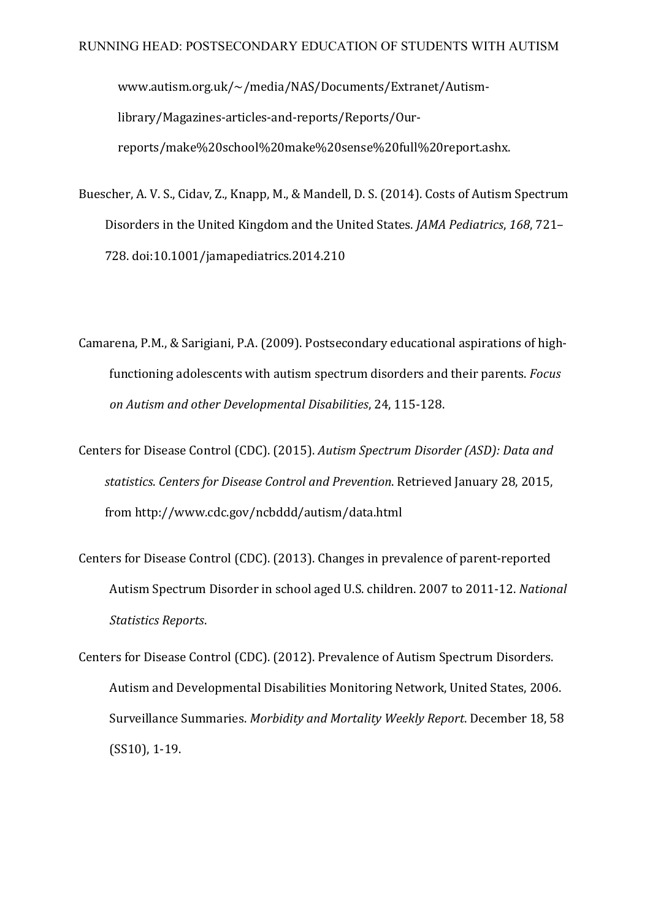www.autism.org.uk/~/media/NAS/Documents/Extranet/Autism-library/Magazines-articles-and-reports/Reports/Our-reports/make%20school%20make%20sense%20full%20report.ashx.

Buescher, A. V. S., Cidav, Z., Knapp, M., & Mandell, D. S. (2014). Costs of Autism Spectrum Disorders in the United Kingdom and the United States. *JAMA Pediatrics*, *168*, 721–728. doi:10.1001/jamapediatrics.2014.210

Camarena, P.M., & Sarigiani, P.A. (2009). Postsecondary educational aspirations of high-functioning adolescents with autism spectrum disorders and their parents. *Focus on Autism and other Developmental Disabilities*, 24, 115-128.

Centers for Disease Control (CDC). (2015). *Autism Spectrum Disorder (ASD): Data and statistics. Centers for Disease Control and Prevention*. Retrieved January 28, 2015, from http://www.cdc.gov/ncbddd/autism/data.html

Centers for Disease Control (CDC). (2013). Changes in prevalence of parent-reported Autism Spectrum Disorder in school aged U.S. children. 2007 to 2011-12. *National Statistics Reports*.

Centers for Disease Control (CDC). (2012). Prevalence of Autism Spectrum Disorders. Autism and Developmental Disabilities Monitoring Network, United States, 2006. Surveillance Summaries. *Morbidity and Mortality Weekly Report*. December 18, 58 (SS10), 1-19.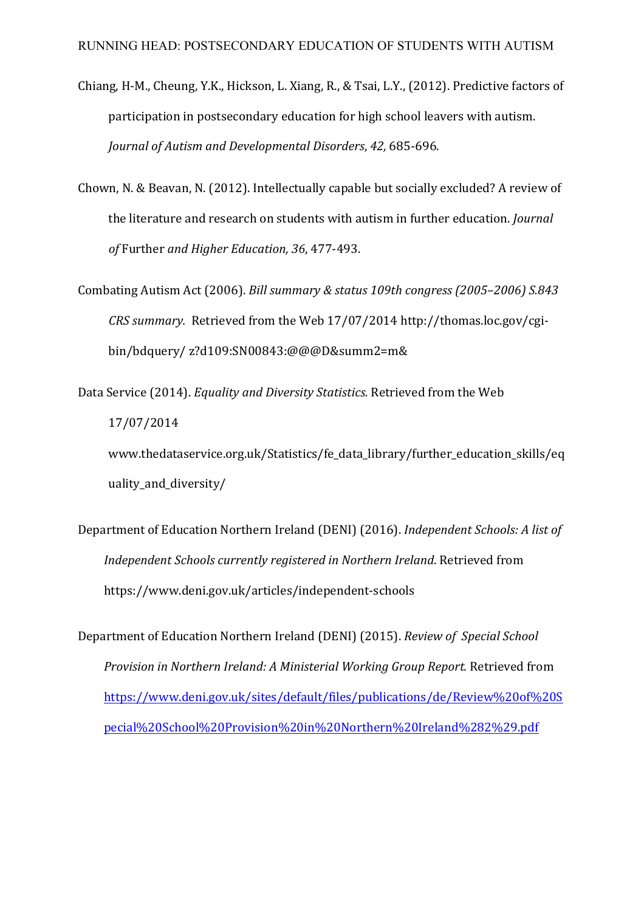Chiang, H-M., Cheung, Y.K., Hickson, L. Xiang, R., & Tsai, L.Y., (2012). Predictive factors of participation in postsecondary education for high school leavers with autism. *Journal of Autism and Developmental Disorders*, *42,* 685-696.

Chown, N. & Beavan, N. (2012). Intellectually capable but socially excluded? A review of the literature and research on students with autism in further education. *Journal of* Further *and Higher Education, 36*, 477-493.

Combating Autism Act (2006). *Bill summary & status 109th congress (2005–2006) S.843 CRS summary.* Retrieved from the Web 17/07/2014 http://thomas.loc.gov/cgi-bin/bdquery/ z?d109:SN00843:@@@D&summ2=m&

Data Service (2014). *Equality and Diversity Statistics.* Retrieved from the Web 17/07/2014 www.thedataservice.org.uk/Statistics/fe_data_library/further_education_skills/equality_and_diversity/

Department of Education Northern Ireland (DENI) (2016). *Independent Schools: A list of Independent Schools currently registered in Northern Ireland*. Retrieved from https://www.deni.gov.uk/articles/independent-schools

Department of Education Northern Ireland (DENI) (2015). *Review of Special School Provision in Northern Ireland: A Ministerial Working Group Report.* Retrieved from https://www.deni.gov.uk/sites/default/files/publications/de/Review%20of%20Special%20School%20Provision%20in%20Northern%20Ireland%282%29.pdf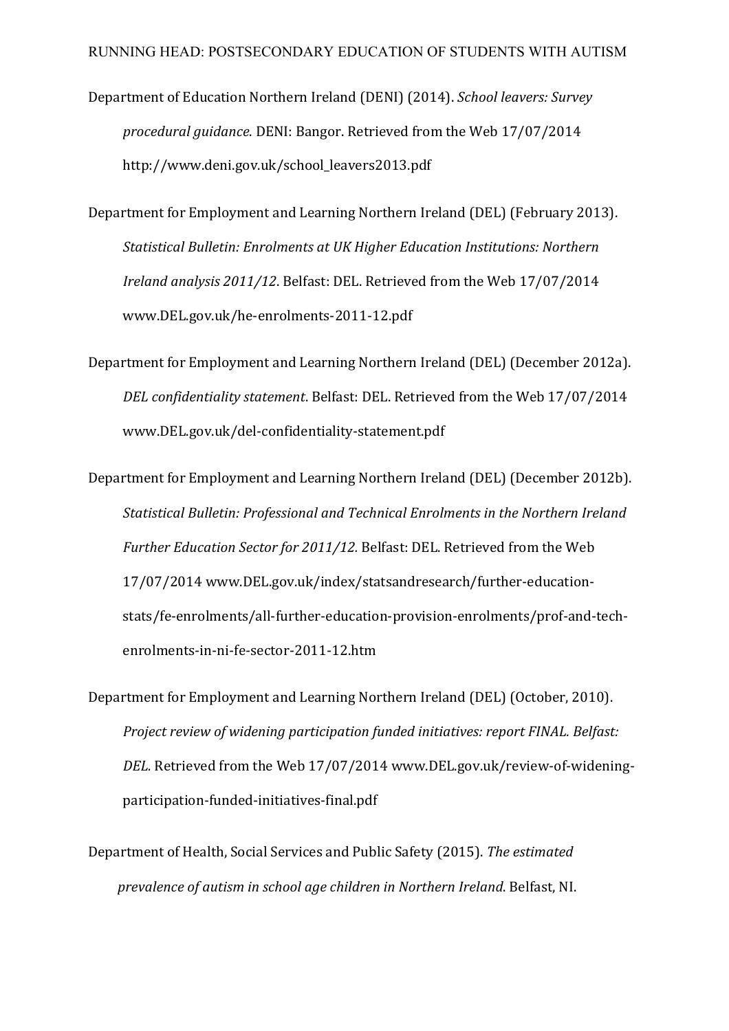Department of Education Northern Ireland (DENI) (2014). *School leavers: Survey procedural guidance.* DENI: Bangor. Retrieved from the Web 17/07/2014 http://www.deni.gov.uk/school_leavers2013.pdf

Department for Employment and Learning Northern Ireland (DEL) (February 2013). *Statistical Bulletin: Enrolments at UK Higher Education Institutions: Northern Ireland analysis 2011/12*. Belfast: DEL. Retrieved from the Web 17/07/2014 www.DEL.gov.uk/he-enrolments-2011-12.pdf

Department for Employment and Learning Northern Ireland (DEL) (December 2012a). *DEL confidentiality statement*. Belfast: DEL. Retrieved from the Web 17/07/2014 www.DEL.gov.uk/del-confidentiality-statement.pdf

Department for Employment and Learning Northern Ireland (DEL) (December 2012b). *Statistical Bulletin: Professional and Technical Enrolments in the Northern Ireland Further Education Sector for 2011/12.* Belfast: DEL. Retrieved from the Web 17/07/2014 www.DEL.gov.uk/index/statsandresearch/further-education-stats/fe-enrolments/all-further-education-provision-enrolments/prof-and-tech-enrolments-in-ni-fe-sector-2011-12.htm

Department for Employment and Learning Northern Ireland (DEL) (October, 2010). *Project review of widening participation funded initiatives: report FINAL. Belfast: DEL.* Retrieved from the Web 17/07/2014 www.DEL.gov.uk/review-of-widening-participation-funded-initiatives-final.pdf

Department of Health, Social Services and Public Safety (2015). *The estimated prevalence of autism in school age children in Northern Ireland*. Belfast, NI.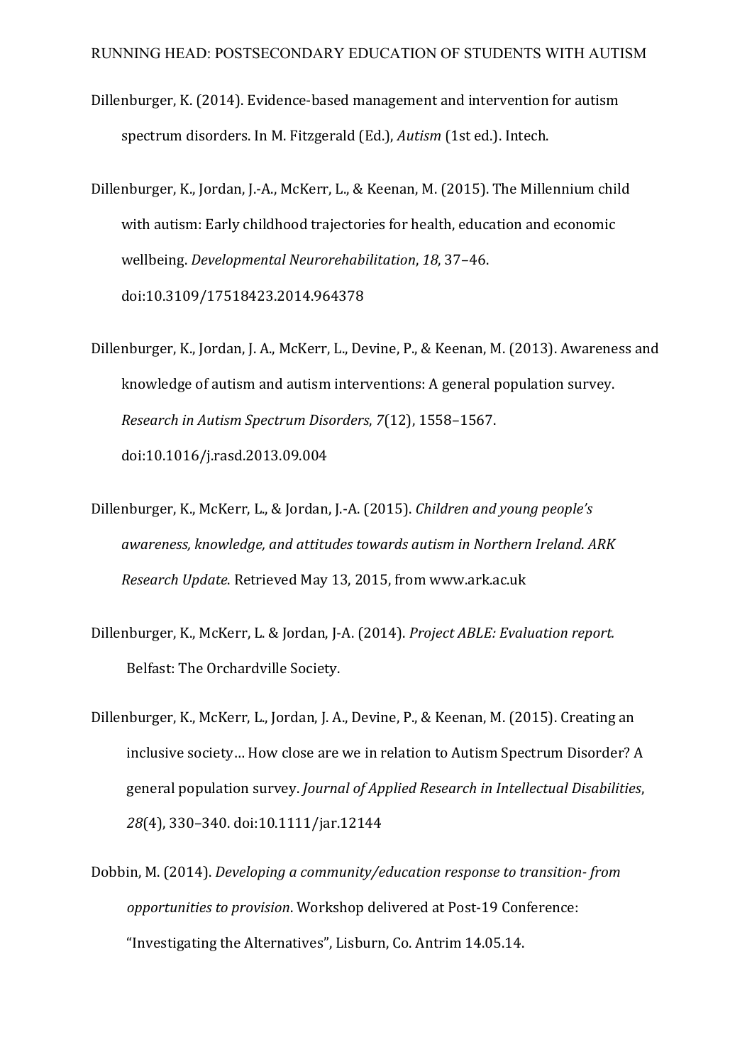Dillenburger, K. (2014). Evidence-based management and intervention for autism spectrum disorders. In M. Fitzgerald (Ed.), *Autism* (1st ed.). Intech.

Dillenburger, K., Jordan, J.-A., McKerr, L., & Keenan, M. (2015). The Millennium child with autism: Early childhood trajectories for health, education and economic wellbeing. *Developmental Neurorehabilitation*, *18*, 37–46. doi:10.3109/17518423.2014.964378

Dillenburger, K., Jordan, J. A., McKerr, L., Devine, P., & Keenan, M. (2013). Awareness and knowledge of autism and autism interventions: A general population survey. *Research in Autism Spectrum Disorders*, *7*(12), 1558–1567. doi:10.1016/j.rasd.2013.09.004

Dillenburger, K., McKerr, L., & Jordan, J.-A. (2015). *Children and young people's awareness, knowledge, and attitudes towards autism in Northern Ireland. ARK Research Update*. Retrieved May 13, 2015, from www.ark.ac.uk

Dillenburger, K., McKerr, L. & Jordan, J-A. (2014). *Project ABLE: Evaluation report.* Belfast: The Orchardville Society.

Dillenburger, K., McKerr, L., Jordan, J. A., Devine, P., & Keenan, M. (2015). Creating an inclusive society… How close are we in relation to Autism Spectrum Disorder? A general population survey. *Journal of Applied Research in Intellectual Disabilities*, *28*(4), 330–340. doi:10.1111/jar.12144

Dobbin, M. (2014). *Developing a community/education response to transition- from opportunities to provision*. Workshop delivered at Post-19 Conference: "Investigating the Alternatives", Lisburn, Co. Antrim 14.05.14.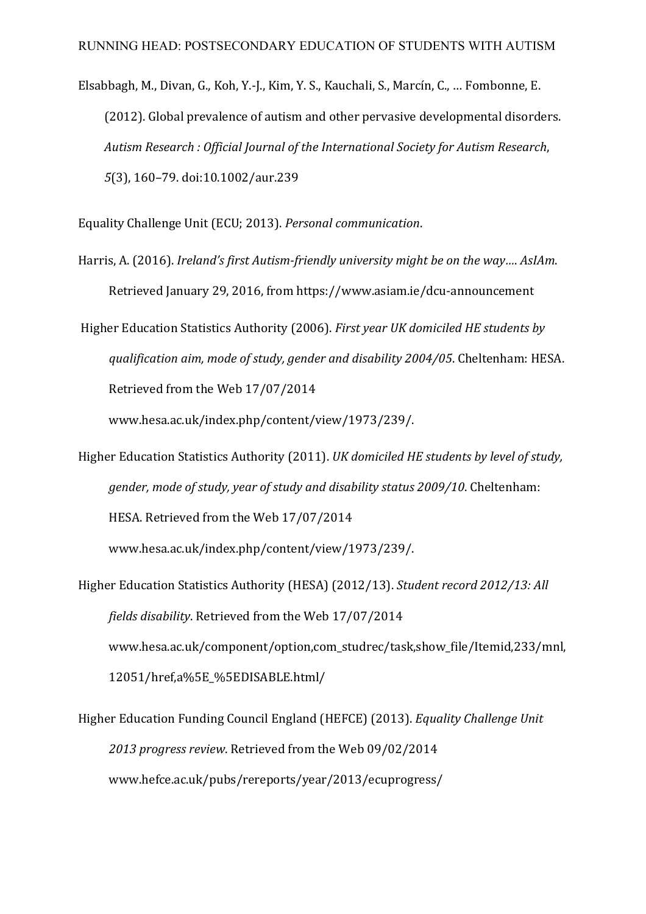Elsabbagh, M., Divan, G., Koh, Y.-J., Kim, Y. S., Kauchali, S., Marcín, C., … Fombonne, E. (2012). Global prevalence of autism and other pervasive developmental disorders. *Autism Research : Official Journal of the International Society for Autism Research*, *5*(3), 160–79. doi:10.1002/aur.239

Equality Challenge Unit (ECU; 2013). *Personal communication*.

Harris, A. (2016). *Ireland's first Autism-friendly university might be on the way…. AsIAm*. Retrieved January 29, 2016, from https://www.asiam.ie/dcu-announcement

Higher Education Statistics Authority (2006). *First year UK domiciled HE students by qualification aim, mode of study, gender and disability 2004/05*. Cheltenham: HESA. Retrieved from the Web 17/07/2014 www.hesa.ac.uk/index.php/content/view/1973/239/.

Higher Education Statistics Authority (2011). *UK domiciled HE students by level of study, gender, mode of study, year of study and disability status 2009/10*. Cheltenham: HESA. Retrieved from the Web 17/07/2014 www.hesa.ac.uk/index.php/content/view/1973/239/.

Higher Education Statistics Authority (HESA) (2012/13). *Student record 2012/13: All fields disability*. Retrieved from the Web 17/07/2014 www.hesa.ac.uk/component/option,com_studrec/task,show_file/Itemid,233/mnl,12051/href,a%5E_%5EDISABLE.html/

Higher Education Funding Council England (HEFCE) (2013). *Equality Challenge Unit 2013 progress review*. Retrieved from the Web 09/02/2014 www.hefce.ac.uk/pubs/rereports/year/2013/ecuprogress/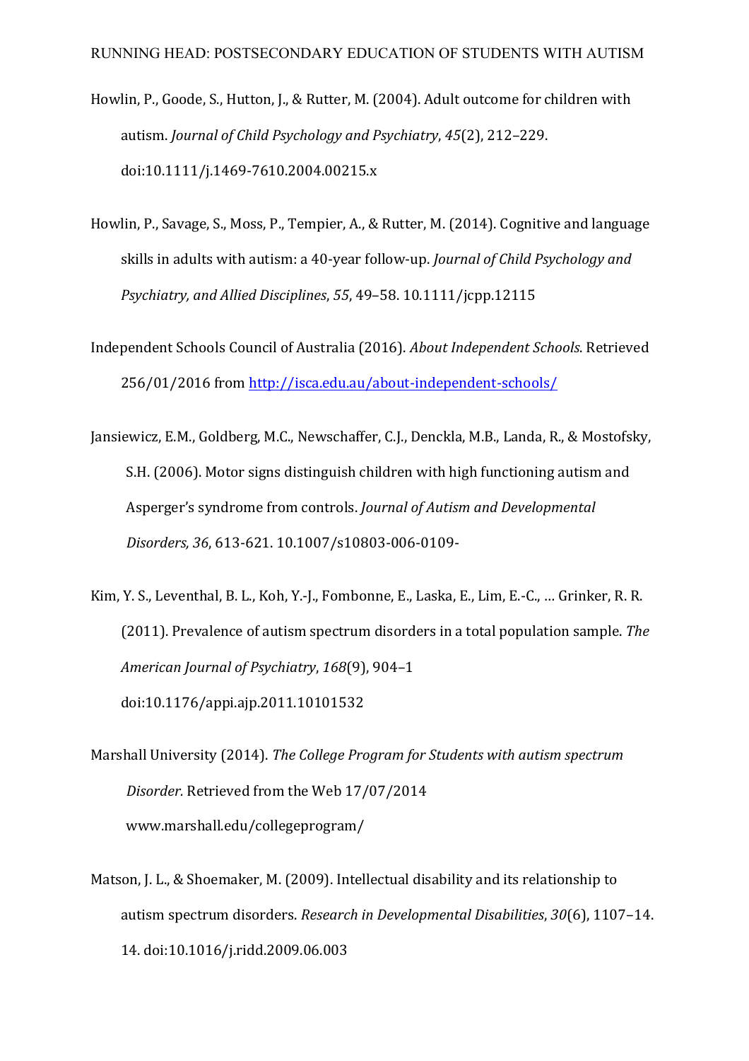Howlin, P., Goode, S., Hutton, J., & Rutter, M. (2004). Adult outcome for children with autism. *Journal of Child Psychology and Psychiatry*, *45*(2), 212–229. doi:10.1111/j.1469-7610.2004.00215.x

Howlin, P., Savage, S., Moss, P., Tempier, A., & Rutter, M. (2014). Cognitive and language skills in adults with autism: a 40-year follow-up. *Journal of Child Psychology and Psychiatry, and Allied Disciplines*, *55*, 49–58. 10.1111/jcpp.12115

Independent Schools Council of Australia (2016). *About Independent Schools*. Retrieved 256/01/2016 from http://isca.edu.au/about-independent-schools/

Jansiewicz, E.M., Goldberg, M.C., Newschaffer, C.J., Denckla, M.B., Landa, R., & Mostofsky, S.H. (2006). Motor signs distinguish children with high functioning autism and Asperger's syndrome from controls. *Journal of Autism and Developmental Disorders, 36*, 613-621. 10.1007/s10803-006-0109-

Kim, Y. S., Leventhal, B. L., Koh, Y.-J., Fombonne, E., Laska, E., Lim, E.-C., … Grinker, R. R. (2011). Prevalence of autism spectrum disorders in a total population sample. *The American Journal of Psychiatry*, *168*(9), 904–1 doi:10.1176/appi.ajp.2011.10101532

Marshall University (2014). *The College Program for Students with autism spectrum Disorder.* Retrieved from the Web 17/07/2014 www.marshall.edu/collegeprogram/

Matson, J. L., & Shoemaker, M. (2009). Intellectual disability and its relationship to autism spectrum disorders. *Research in Developmental Disabilities*, *30*(6), 1107–14. 14. doi:10.1016/j.ridd.2009.06.003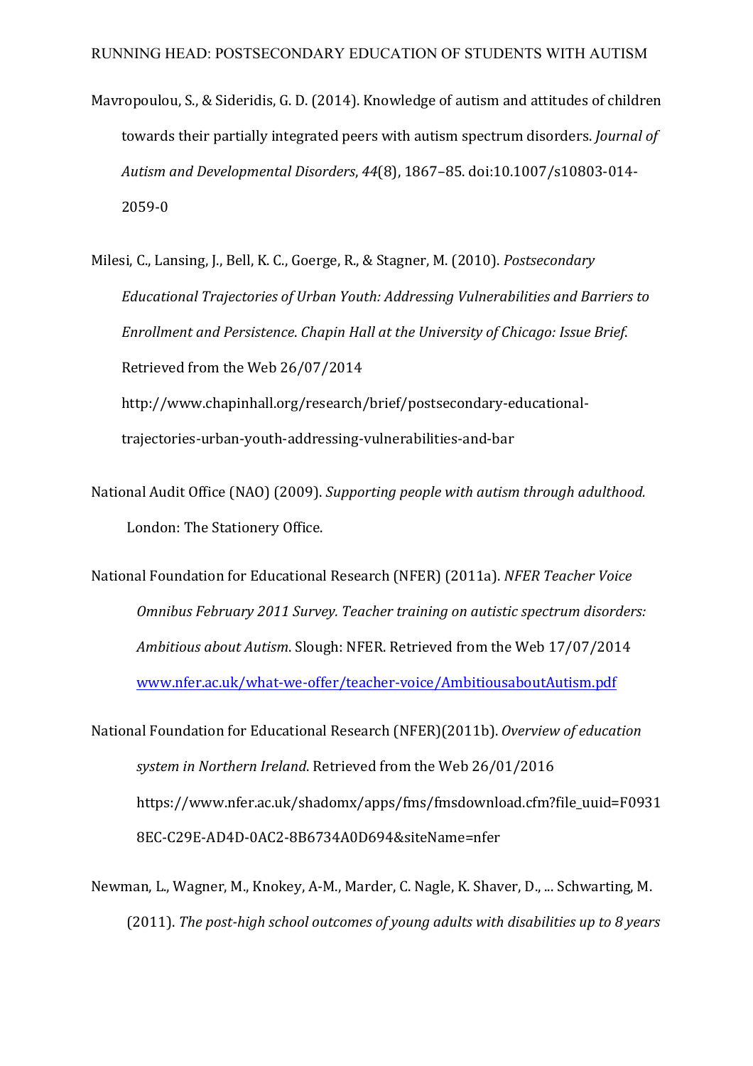Mavropoulou, S., & Sideridis, G. D. (2014). Knowledge of autism and attitudes of children towards their partially integrated peers with autism spectrum disorders. *Journal of Autism and Developmental Disorders*, *44*(8), 1867–85. doi:10.1007/s10803-014-2059-0

Milesi, C., Lansing, J., Bell, K. C., Goerge, R., & Stagner, M. (2010). *Postsecondary Educational Trajectories of Urban Youth: Addressing Vulnerabilities and Barriers to Enrollment and Persistence*. *Chapin Hall at the University of Chicago: Issue Brief.* Retrieved from the Web 26/07/2014 http://www.chapinhall.org/research/brief/postsecondary-educational-trajectories-urban-youth-addressing-vulnerabilities-and-bar

National Audit Office (NAO) (2009). *Supporting people with autism through adulthood.* London: The Stationery Office.

National Foundation for Educational Research (NFER) (2011a). *NFER Teacher Voice Omnibus February 2011 Survey. Teacher training on autistic spectrum disorders: Ambitious about Autism*. Slough: NFER. Retrieved from the Web 17/07/2014 www.nfer.ac.uk/what-we-offer/teacher-voice/AmbitiousaboutAutism.pdf

National Foundation for Educational Research (NFER)(2011b). *Overview of education system in Northern Ireland*. Retrieved from the Web 26/01/2016 https://www.nfer.ac.uk/shadomx/apps/fms/fmsdownload.cfm?file_uuid=F09318EC-C29E-AD4D-0AC2-8B6734A0D694&siteName=nfer

Newman, L., Wagner, M., Knokey, A-M., Marder, C. Nagle, K. Shaver, D., ... Schwarting, M. (2011). *The post-high school outcomes of young adults with disabilities up to 8 years*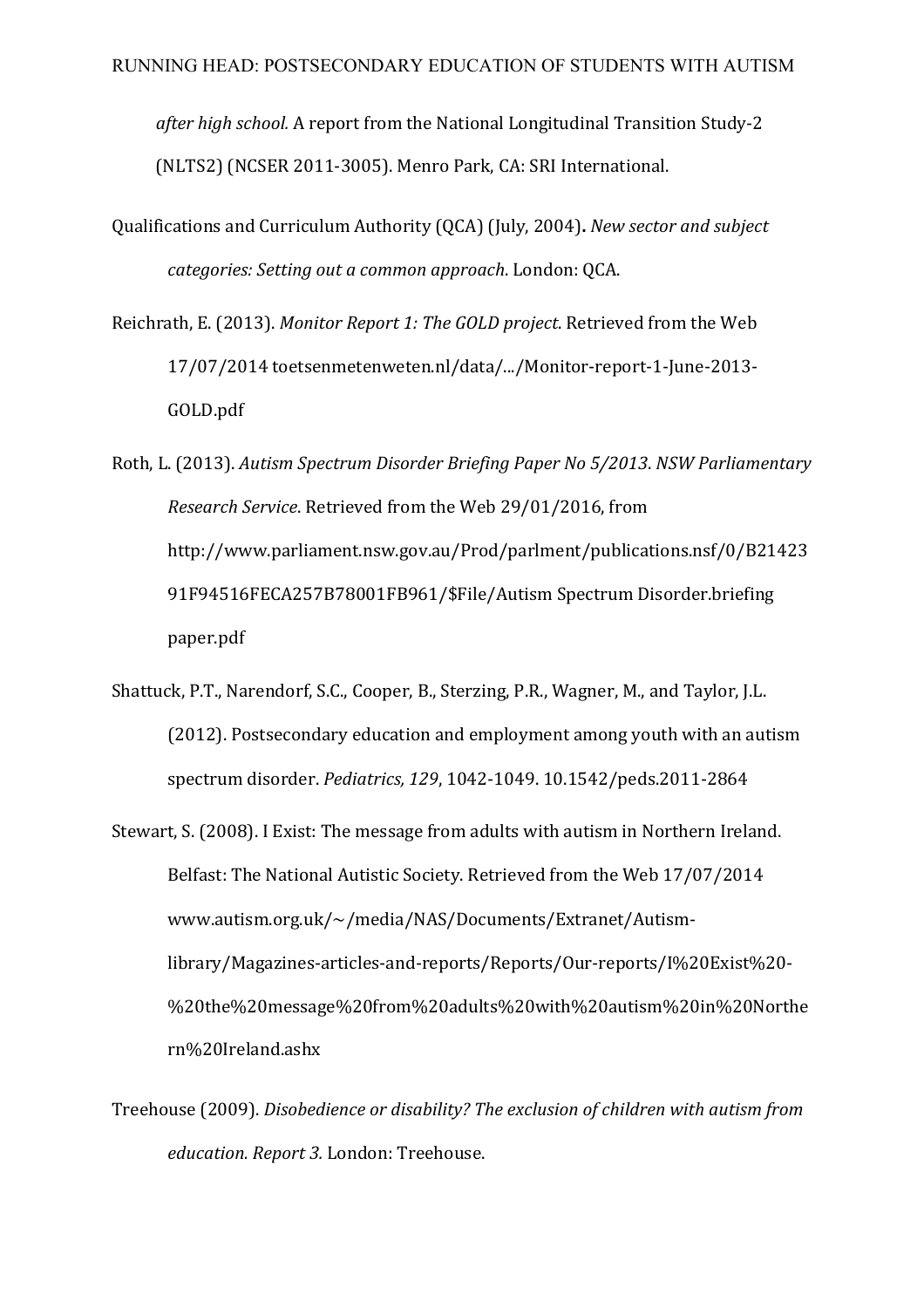*after high school.* A report from the National Longitudinal Transition Study-2 (NLTS2) (NCSER 2011-3005). Menro Park, CA: SRI International.

Qualifications and Curriculum Authority (QCA) (July, 2004)**.** *New sector and subject categories: Setting out a common approach*. London: QCA.

Reichrath, E. (2013). *Monitor Report 1: The GOLD project*. Retrieved from the Web 17/07/2014 toetsenmetenweten.nl/data/.../Monitor-report-1-June-2013-GOLD.pdf

Roth, L. (2013). *Autism Spectrum Disorder Briefing Paper No 5/2013*. *NSW Parliamentary Research Service*. Retrieved from the Web 29/01/2016, from http://www.parliament.nsw.gov.au/Prod/parlment/publications.nsf/0/B2142391F94516FECA257B78001FB961/$File/Autism Spectrum Disorder.briefing paper.pdf

Shattuck, P.T., Narendorf, S.C., Cooper, B., Sterzing, P.R., Wagner, M., and Taylor, J.L. (2012). Postsecondary education and employment among youth with an autism spectrum disorder. *Pediatrics, 129*, 1042-1049. 10.1542/peds.2011-2864

Stewart, S. (2008). I Exist: The message from adults with autism in Northern Ireland. Belfast: The National Autistic Society. Retrieved from the Web 17/07/2014 www.autism.org.uk/~/media/NAS/Documents/Extranet/Autism-library/Magazines-articles-and-reports/Reports/Our-reports/I%20Exist%20-%20the%20message%20from%20adults%20with%20autism%20in%20Northern%20Ireland.ashx

Treehouse (2009). *Disobedience or disability? The exclusion of children with autism from education. Report 3.* London: Treehouse.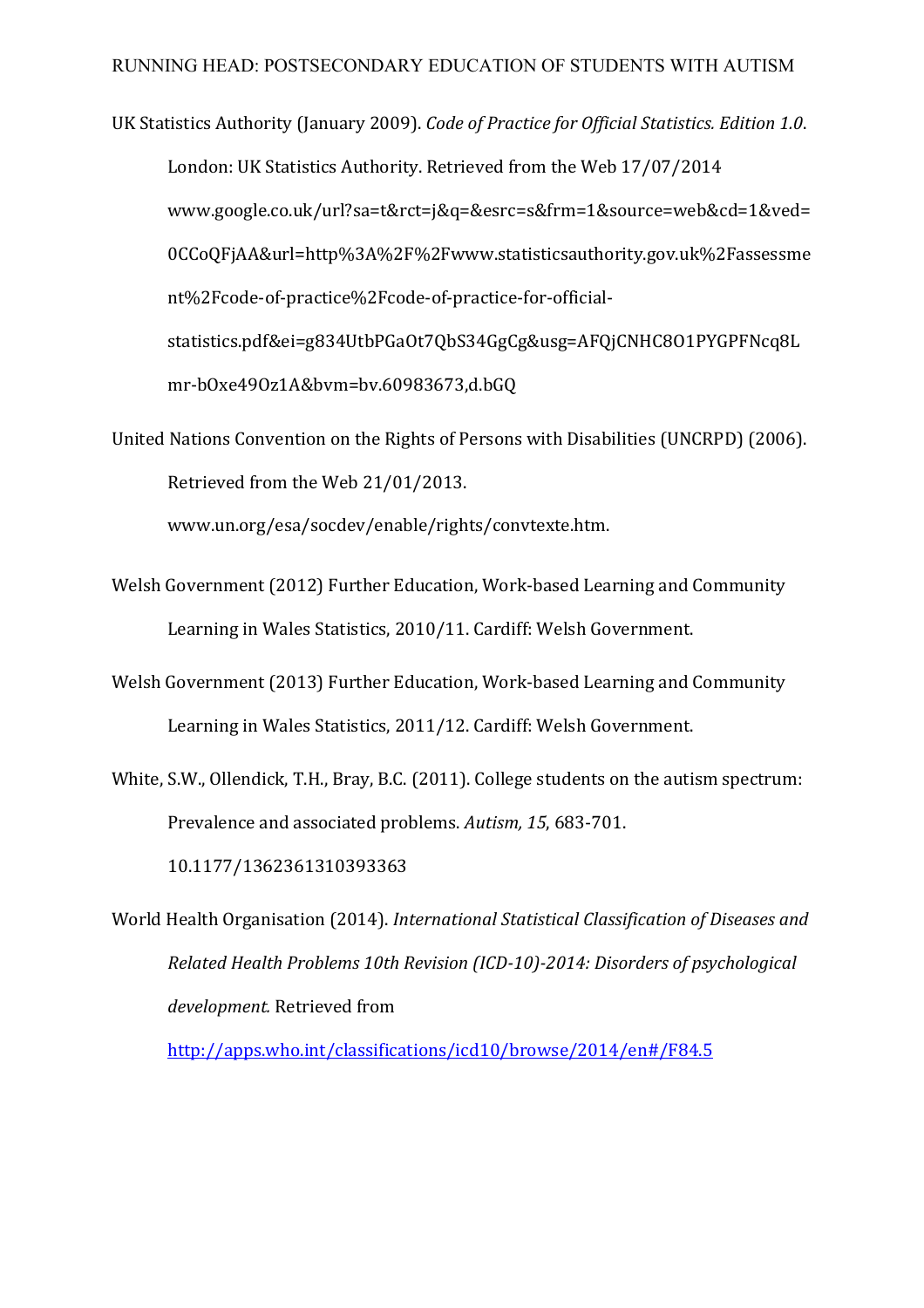UK Statistics Authority (January 2009). *Code of Practice for Official Statistics. Edition 1.0*. London: UK Statistics Authority. Retrieved from the Web 17/07/2014 www.google.co.uk/url?sa=t&rct=j&q=&esrc=s&frm=1&source=web&cd=1&ved=0CCoQFjAA&url=http%3A%2F%2Fwww.statisticsauthority.gov.uk%2Fassessment%2Fcode-of-practice%2Fcode-of-practice-for-official-statistics.pdf&ei=g834UtbPGaOt7QbS34GgCg&usg=AFQjCNHC8O1PYGPFNcq8Lmr-bOxe49Oz1A&bvm=bv.60983673,d.bGQ

United Nations Convention on the Rights of Persons with Disabilities (UNCRPD) (2006). Retrieved from the Web 21/01/2013. www.un.org/esa/socdev/enable/rights/convtexte.htm.

Welsh Government (2012) Further Education, Work-based Learning and Community Learning in Wales Statistics, 2010/11. Cardiff: Welsh Government.

Welsh Government (2013) Further Education, Work-based Learning and Community Learning in Wales Statistics, 2011/12. Cardiff: Welsh Government.

White, S.W., Ollendick, T.H., Bray, B.C. (2011). College students on the autism spectrum: Prevalence and associated problems. *Autism, 15*, 683-701. 10.1177/1362361310393363

World Health Organisation (2014). *International Statistical Classification of Diseases and Related Health Problems 10th Revision (ICD-10)-2014: Disorders of psychological development.* Retrieved from http://apps.who.int/classifications/icd10/browse/2014/en#/F84.5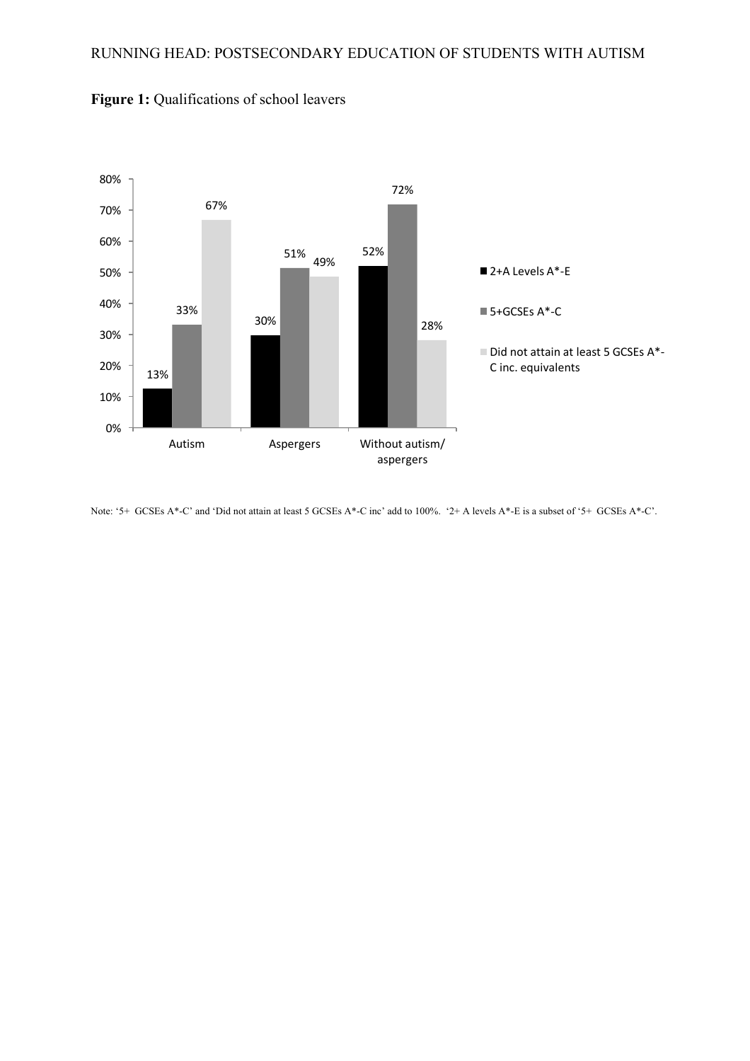**Figure 1:** Qualifications of school leavers

| | 2+A Levels A*-E | 5+GCSEs A*-C | Did not attain at least 5 GCSEs A*-C inc. equivalents |
|---|---|---|---|
| Autism | 13% | 33% | 67% |
| Aspergers | 30% | 51% | 49% |
| Without autism/ aspergers | 52% | 72% | 28% |

Note: '5+ GCSEs A*-C' and 'Did not attain at least 5 GCSEs A*-C inc' add to 100%. '2+ A levels A*-E is a subset of '5+ GCSEs A*-C'.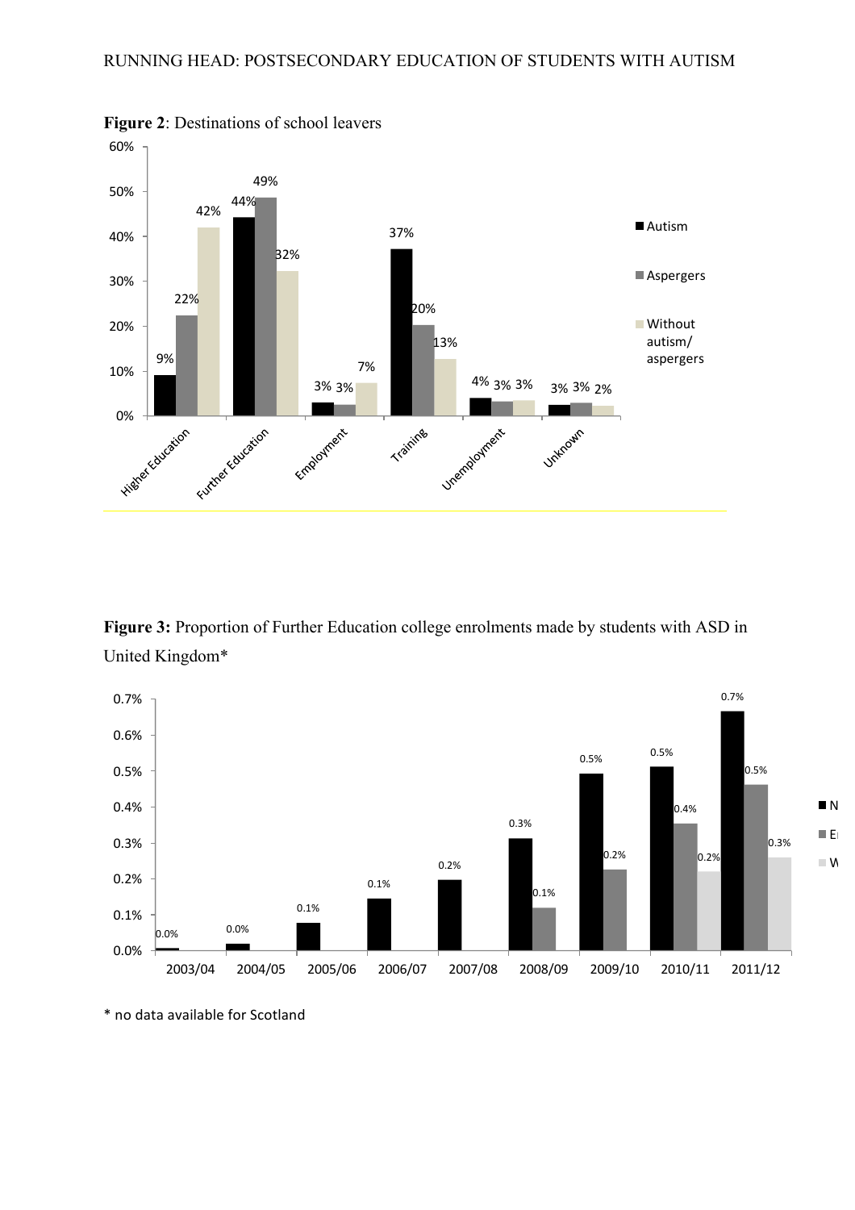**Figure 2**: Destinations of school leavers

| | Autism | Aspergers | Without autism/ aspergers |
|---|---|---|---|
| Higher Education | 9% | 22% | 42% |
| Further Education | 44% | 49% | 32% |
| Employment | 3% | 3% | 7% |
| Training | 37% | 20% | 13% |
| Unemployment | 4% | 3% | 3% |
| Unknown | 3% | 3% | 2% |

**Figure 3:** Proportion of Further Education college enrolments made by students with ASD in United Kingdom*

| | N | E | W |
|---|---|---|---|
| 2003/04 | 0.0% | | |
| 2004/05 | 0.0% | | |
| 2005/06 | 0.1% | | |
| 2006/07 | 0.1% | | |
| 2007/08 | 0.2% | | |
| 2008/09 | 0.3% | 0.1% | |
| 2009/10 | 0.5% | 0.2% | |
| 2010/11 | 0.5% | 0.4% | 0.2% |
| 2011/12 | 0.7% | 0.5% | 0.3% |

\* no data available for Scotland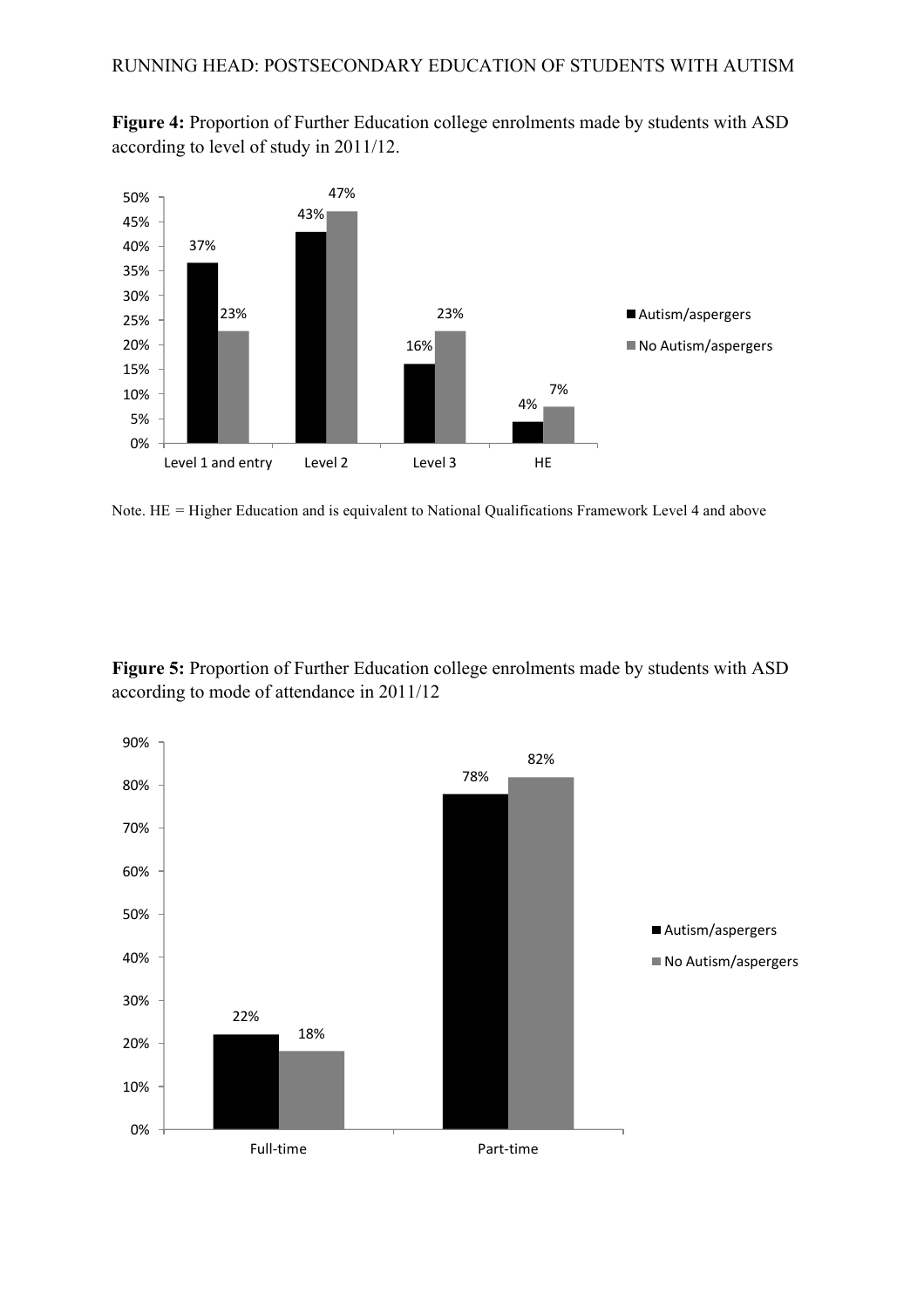**Figure 4:** Proportion of Further Education college enrolments made by students with ASD according to level of study in 2011/12.

Note. HE = Higher Education and is equivalent to National Qualifications Framework Level 4 and above

**Figure 5:** Proportion of Further Education college enrolments made by students with ASD according to mode of attendance in 2011/12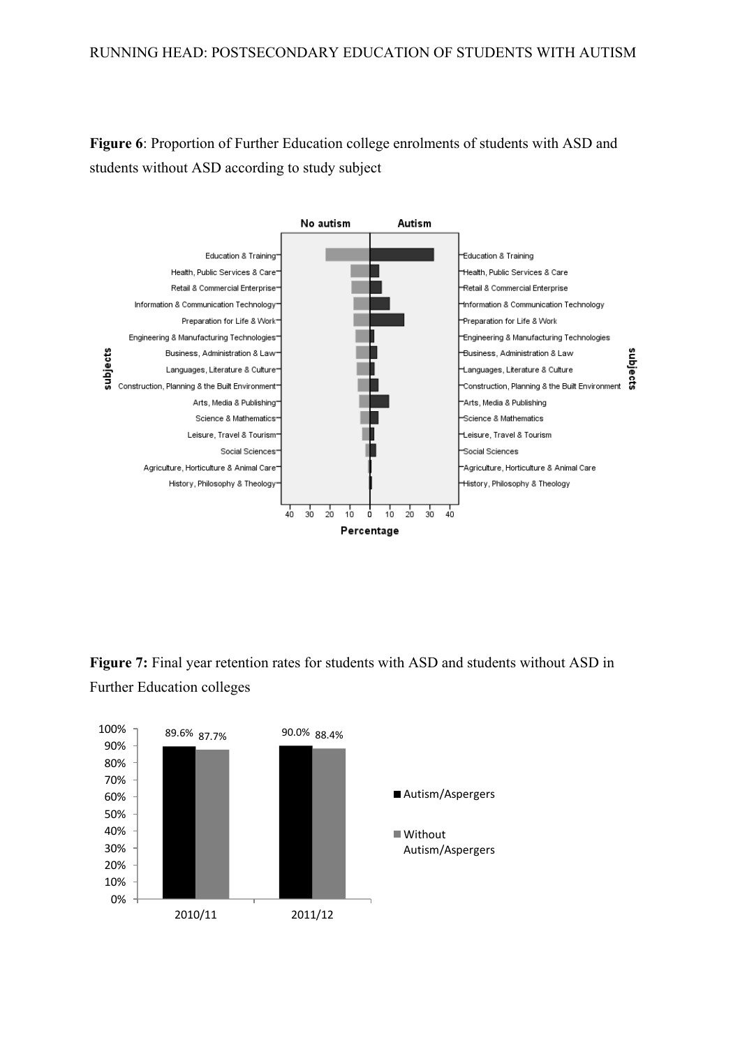**Figure 6**: Proportion of Further Education college enrolments of students with ASD and students without ASD according to study subject

**Figure 7:** Final year retention rates for students with ASD and students without ASD in Further Education colleges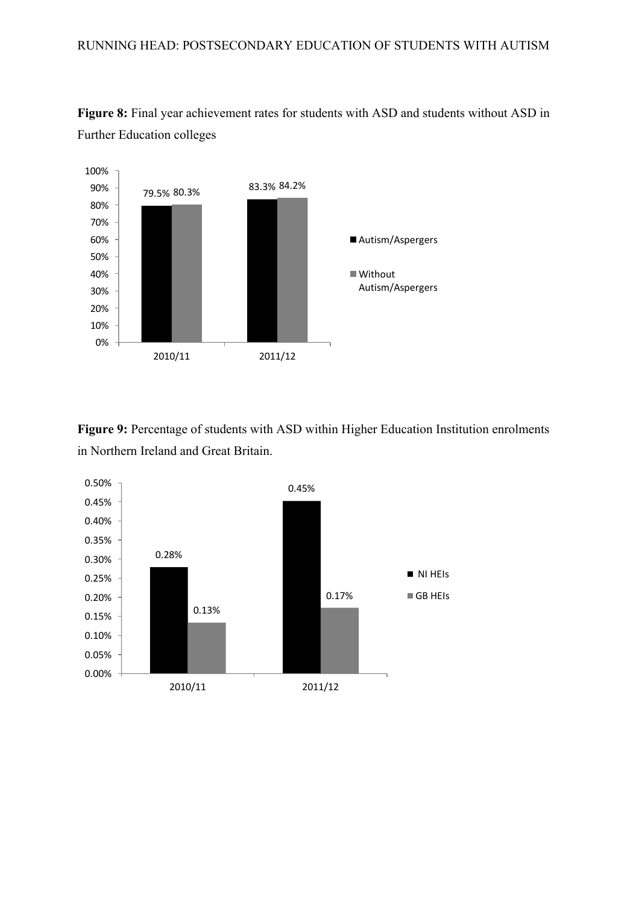**Figure 8:** Final year achievement rates for students with ASD and students without ASD in Further Education colleges

| | Autism/Aspergers | Without Autism/Aspergers |
|---|---|---|
| 2010/11 | 79.5% | 80.3% |
| 2011/12 | 83.3% | 84.2% |

**Figure 9:** Percentage of students with ASD within Higher Education Institution enrolments in Northern Ireland and Great Britain.

| | NI HEIs | GB HEIs |
|---|---|---|
| 2010/11 | 0.28% | 0.13% |
| 2011/12 | 0.45% | 0.17% |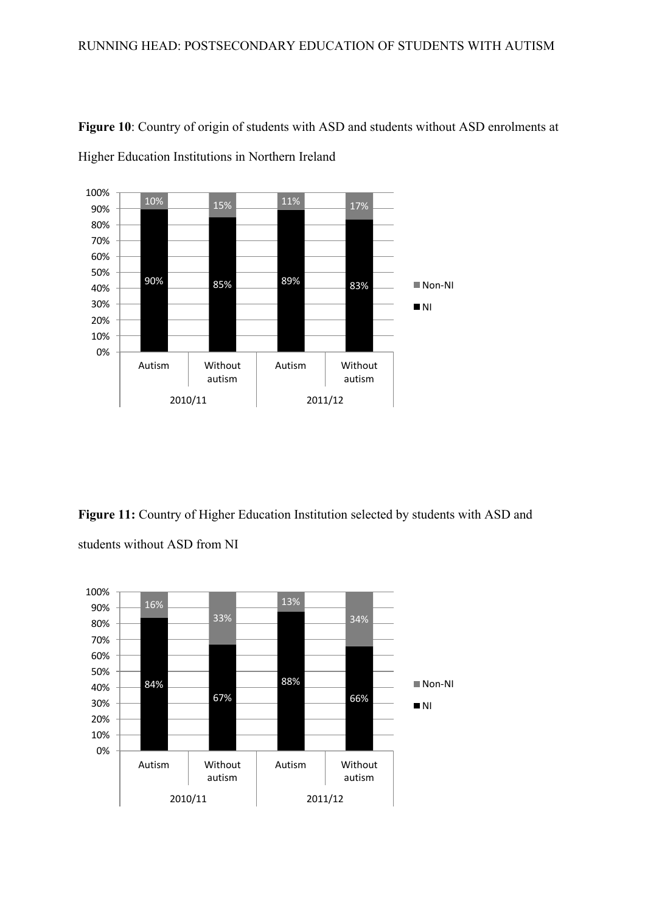**Figure 10**: Country of origin of students with ASD and students without ASD enrolments at Higher Education Institutions in Northern Ireland

**Figure 11:** Country of Higher Education Institution selected by students with ASD and students without ASD from NI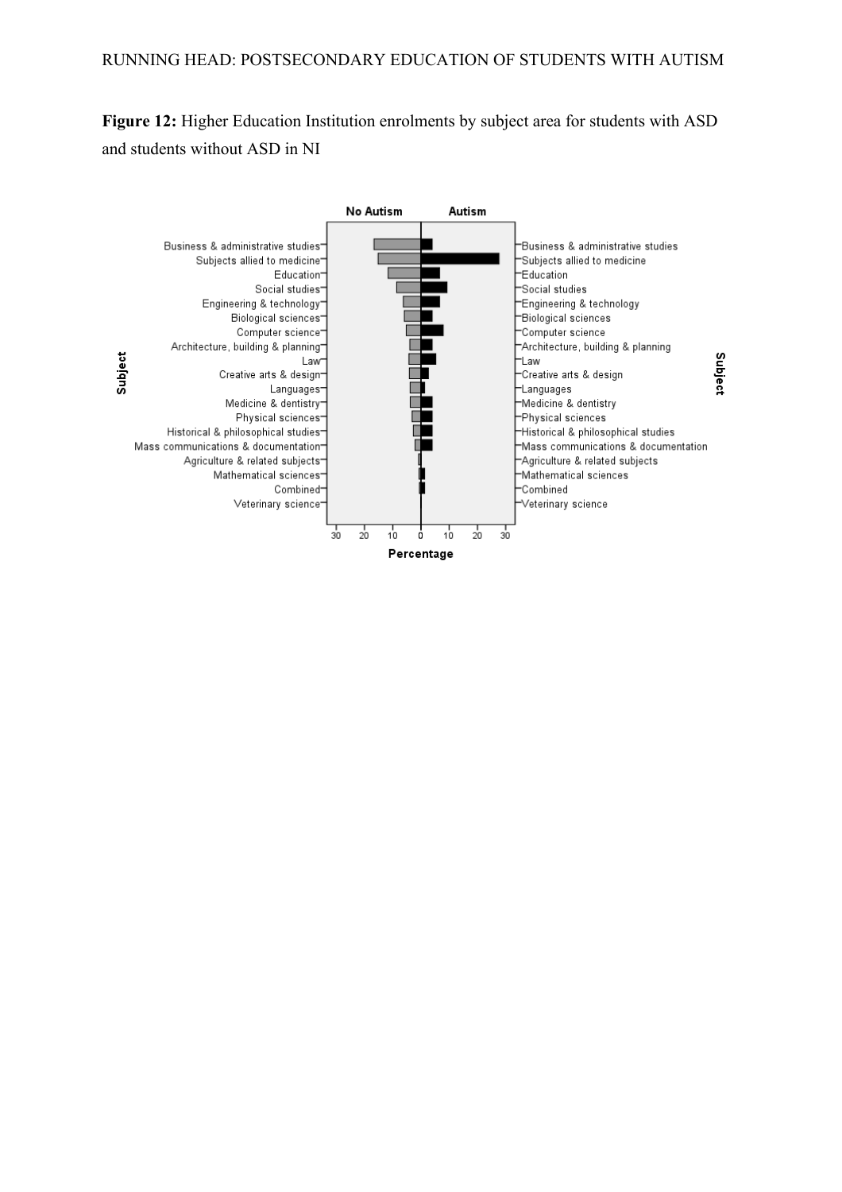**Figure 12:** Higher Education Institution enrolments by subject area for students with ASD and students without ASD in NI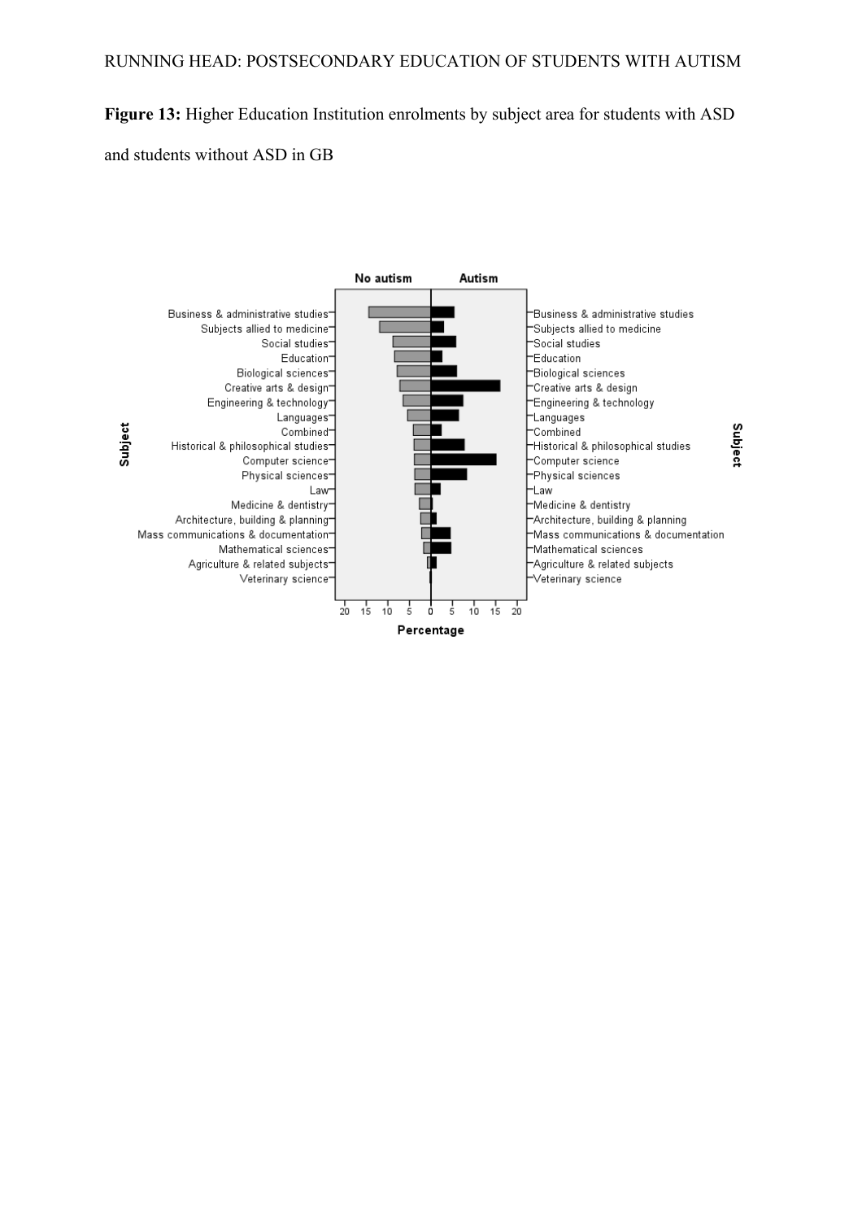**Figure 13:** Higher Education Institution enrolments by subject area for students with ASD and students without ASD in GB

No autism

Autism

Business & administrative studies
Subjects allied to medicine
Social studies
Education
Biological sciences
Creative arts & design
Engineering & technology
Languages
Combined
Historical & philosophical studies
Computer science
Physical sciences
Law
Medicine & dentistry
Architecture, building & planning
Mass communications & documentation
Mathematical sciences
Agriculture & related subjects
Veterinary science

Subject

20 15 10 5 0 5 10 15 20

Percentage